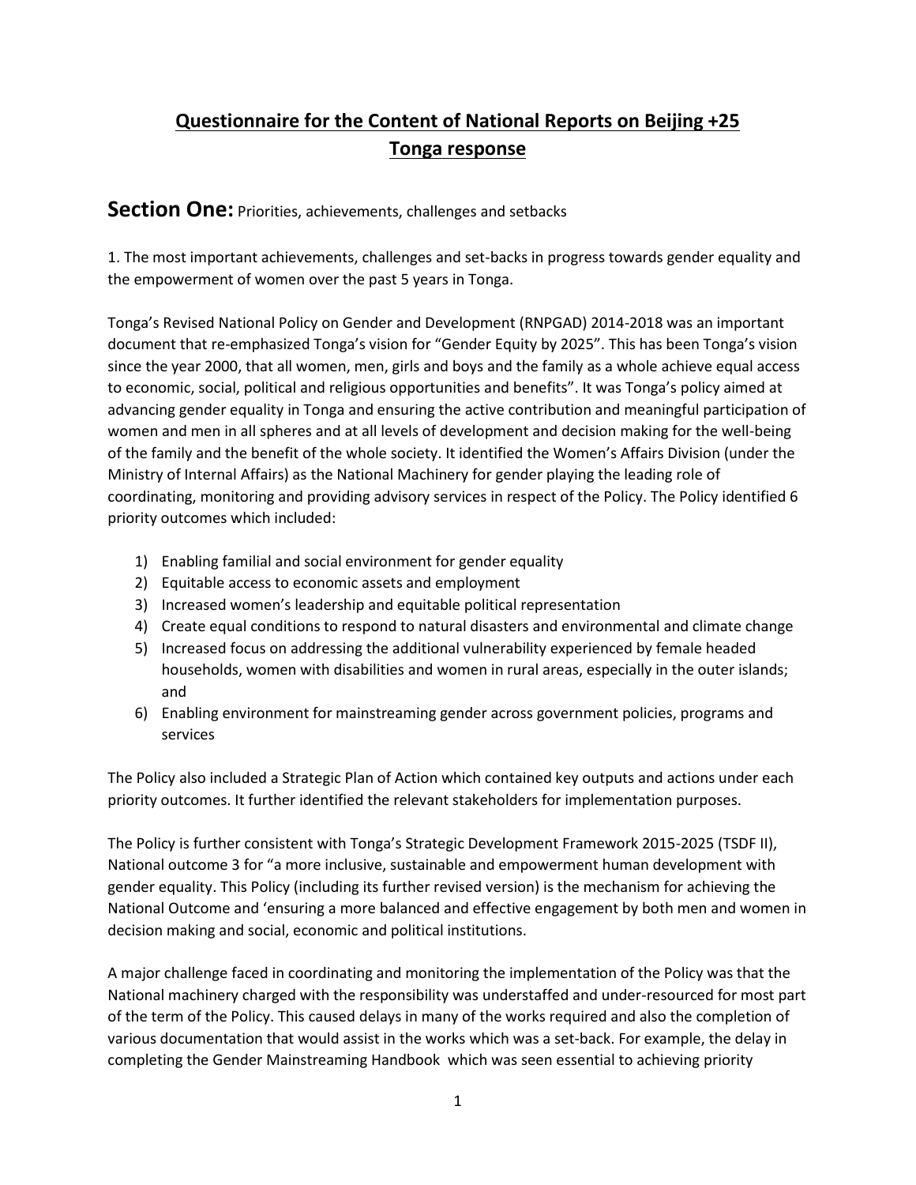# Questionnaire for the Content of National Reports on Beijing +25
# Tonga response

## Section One: Priorities, achievements, challenges and setbacks

1. The most important achievements, challenges and set-backs in progress towards gender equality and the empowerment of women over the past 5 years in Tonga.

Tonga's Revised National Policy on Gender and Development (RNPGAD) 2014-2018 was an important document that re-emphasized Tonga's vision for "Gender Equity by 2025". This has been Tonga's vision since the year 2000, that all women, men, girls and boys and the family as a whole achieve equal access to economic, social, political and religious opportunities and benefits". It was Tonga's policy aimed at advancing gender equality in Tonga and ensuring the active contribution and meaningful participation of women and men in all spheres and at all levels of development and decision making for the well-being of the family and the benefit of the whole society. It identified the Women's Affairs Division (under the Ministry of Internal Affairs) as the National Machinery for gender playing the leading role of coordinating, monitoring and providing advisory services in respect of the Policy. The Policy identified 6 priority outcomes which included:

1) Enabling familial and social environment for gender equality
2) Equitable access to economic assets and employment
3) Increased women's leadership and equitable political representation
4) Create equal conditions to respond to natural disasters and environmental and climate change
5) Increased focus on addressing the additional vulnerability experienced by female headed households, women with disabilities and women in rural areas, especially in the outer islands; and
6) Enabling environment for mainstreaming gender across government policies, programs and services

The Policy also included a Strategic Plan of Action which contained key outputs and actions under each priority outcomes. It further identified the relevant stakeholders for implementation purposes.

The Policy is further consistent with Tonga's Strategic Development Framework 2015-2025 (TSDF II), National outcome 3 for "a more inclusive, sustainable and empowerment human development with gender equality. This Policy (including its further revised version) is the mechanism for achieving the National Outcome and 'ensuring a more balanced and effective engagement by both men and women in decision making and social, economic and political institutions.

A major challenge faced in coordinating and monitoring the implementation of the Policy was that the National machinery charged with the responsibility was understaffed and under-resourced for most part of the term of the Policy. This caused delays in many of the works required and also the completion of various documentation that would assist in the works which was a set-back. For example, the delay in completing the Gender Mainstreaming Handbook which was seen essential to achieving priority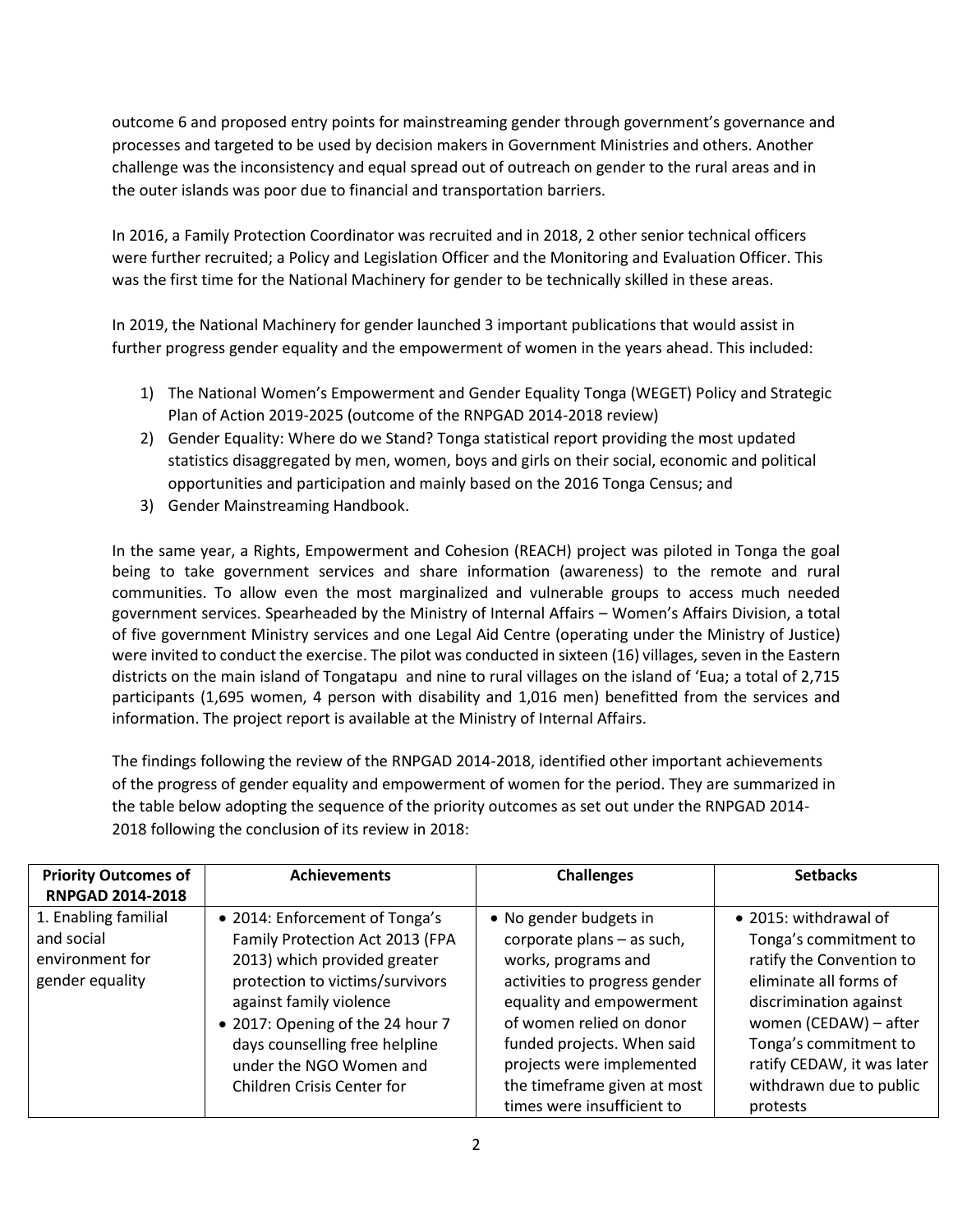outcome 6 and proposed entry points for mainstreaming gender through government's governance and processes and targeted to be used by decision makers in Government Ministries and others. Another challenge was the inconsistency and equal spread out of outreach on gender to the rural areas and in the outer islands was poor due to financial and transportation barriers.

In 2016, a Family Protection Coordinator was recruited and in 2018, 2 other senior technical officers were further recruited; a Policy and Legislation Officer and the Monitoring and Evaluation Officer. This was the first time for the National Machinery for gender to be technically skilled in these areas.

In 2019, the National Machinery for gender launched 3 important publications that would assist in further progress gender equality and the empowerment of women in the years ahead. This included:

1) The National Women's Empowerment and Gender Equality Tonga (WEGET) Policy and Strategic Plan of Action 2019-2025 (outcome of the RNPGAD 2014-2018 review)
2) Gender Equality: Where do we Stand? Tonga statistical report providing the most updated statistics disaggregated by men, women, boys and girls on their social, economic and political opportunities and participation and mainly based on the 2016 Tonga Census; and
3) Gender Mainstreaming Handbook.

In the same year, a Rights, Empowerment and Cohesion (REACH) project was piloted in Tonga the goal being to take government services and share information (awareness) to the remote and rural communities. To allow even the most marginalized and vulnerable groups to access much needed government services. Spearheaded by the Ministry of Internal Affairs – Women's Affairs Division, a total of five government Ministry services and one Legal Aid Centre (operating under the Ministry of Justice) were invited to conduct the exercise. The pilot was conducted in sixteen (16) villages, seven in the Eastern districts on the main island of Tongatapu and nine to rural villages on the island of 'Eua; a total of 2,715 participants (1,695 women, 4 person with disability and 1,016 men) benefitted from the services and information. The project report is available at the Ministry of Internal Affairs.

The findings following the review of the RNPGAD 2014-2018, identified other important achievements of the progress of gender equality and empowerment of women for the period. They are summarized in the table below adopting the sequence of the priority outcomes as set out under the RNPGAD 2014-2018 following the conclusion of its review in 2018:

| Priority Outcomes of RNPGAD 2014-2018 | Achievements | Challenges | Setbacks |
|---|---|---|---|
| 1. Enabling familial and social environment for gender equality | • 2014: Enforcement of Tonga's Family Protection Act 2013 (FPA 2013) which provided greater protection to victims/survivors against family violence<br>• 2017: Opening of the 24 hour 7 days counselling free helpline under the NGO Women and Children Crisis Center for | • No gender budgets in corporate plans – as such, works, programs and activities to progress gender equality and empowerment of women relied on donor funded projects. When said projects were implemented the timeframe given at most times were insufficient to | • 2015: withdrawal of Tonga's commitment to ratify the Convention to eliminate all forms of discrimination against women (CEDAW) – after Tonga's commitment to ratify CEDAW, it was later withdrawn due to public protests |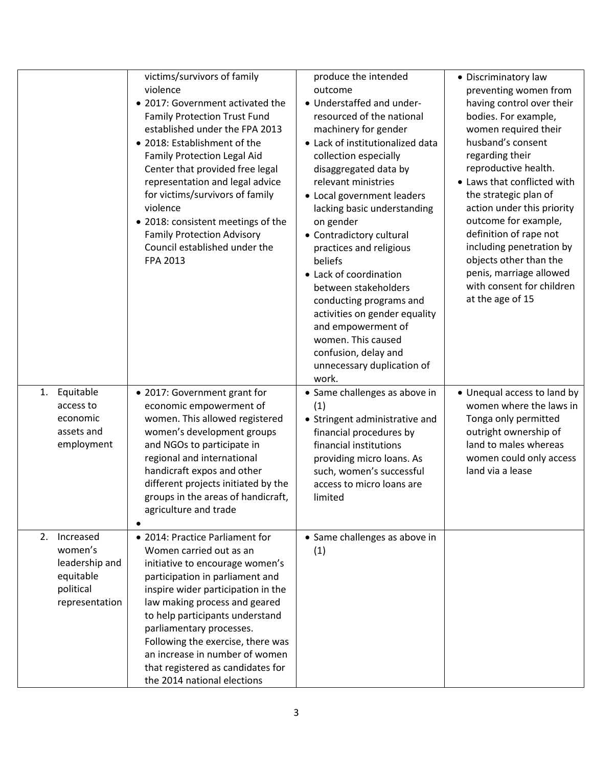| | | | |
|---|---|---|---|
| | victims/survivors of family violence<br>• 2017: Government activated the Family Protection Trust Fund established under the FPA 2013<br>• 2018: Establishment of the Family Protection Legal Aid Center that provided free legal representation and legal advice for victims/survivors of family violence<br>• 2018: consistent meetings of the Family Protection Advisory Council established under the FPA 2013 | produce the intended outcome<br>• Understaffed and under-resourced of the national machinery for gender<br>• Lack of institutionalized data collection especially disaggregated data by relevant ministries<br>• Local government leaders lacking basic understanding on gender<br>• Contradictory cultural practices and religious beliefs<br>• Lack of coordination between stakeholders conducting programs and activities on gender equality and empowerment of women. This caused confusion, delay and unnecessary duplication of work. | • Discriminatory law preventing women from having control over their bodies. For example, women required their husband's consent regarding their reproductive health.<br>• Laws that conflicted with the strategic plan of action under this priority outcome for example, definition of rape not including penetration by objects other than the penis, marriage allowed with consent for children at the age of 15 |
| 1. Equitable access to economic assets and employment | • 2017: Government grant for economic empowerment of women. This allowed registered women's development groups and NGOs to participate in regional and international handicraft expos and other different projects initiated by the groups in the areas of handicraft, agriculture and trade<br>• | • Same challenges as above in (1)<br>• Stringent administrative and financial procedures by financial institutions providing micro loans. As such, women's successful access to micro loans are limited | • Unequal access to land by women where the laws in Tonga only permitted outright ownership of land to males whereas women could only access land via a lease |
| 2. Increased women's leadership and equitable political representation | • 2014: Practice Parliament for Women carried out as an initiative to encourage women's participation in parliament and inspire wider participation in the law making process and geared to help participants understand parliamentary processes. Following the exercise, there was an increase in number of women that registered as candidates for the 2014 national elections | • Same challenges as above in (1) | |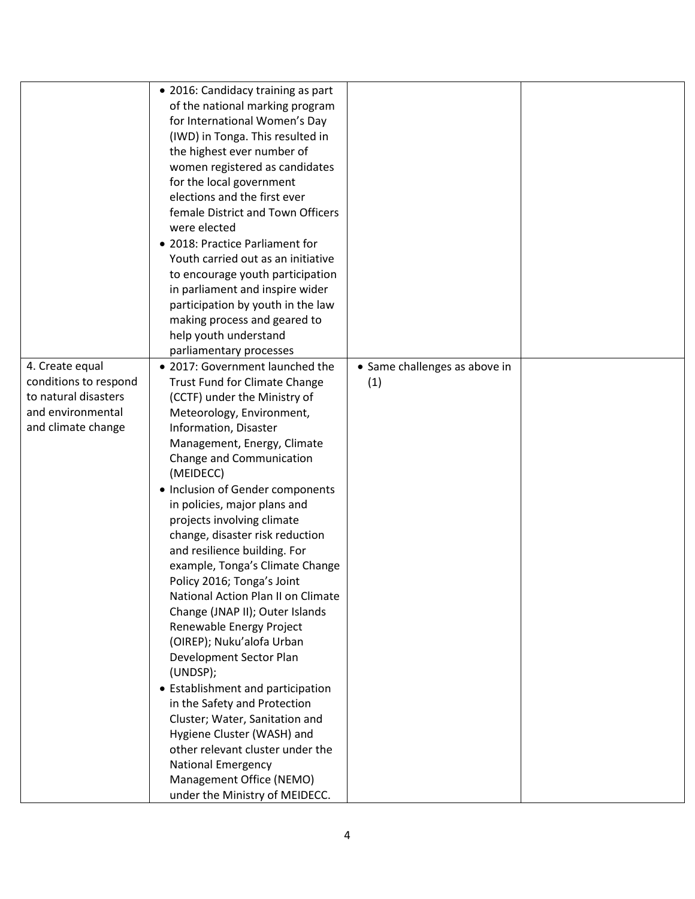| | | | |
|---|---|---|---|
| | • 2016: Candidacy training as part of the national marking program for International Women's Day (IWD) in Tonga. This resulted in the highest ever number of women registered as candidates for the local government elections and the first ever female District and Town Officers were elected<br>• 2018: Practice Parliament for Youth carried out as an initiative to encourage youth participation in parliament and inspire wider participation by youth in the law making process and geared to help youth understand parliamentary processes | | |
| 4. Create equal conditions to respond to natural disasters and environmental and climate change | • 2017: Government launched the Trust Fund for Climate Change (CCTF) under the Ministry of Meteorology, Environment, Information, Disaster Management, Energy, Climate Change and Communication (MEIDECC)<br>• Inclusion of Gender components in policies, major plans and projects involving climate change, disaster risk reduction and resilience building. For example, Tonga's Climate Change Policy 2016; Tonga's Joint National Action Plan II on Climate Change (JNAP II); Outer Islands Renewable Energy Project (OIREP); Nuku'alofa Urban Development Sector Plan (UNDSP);<br>• Establishment and participation in the Safety and Protection Cluster; Water, Sanitation and Hygiene Cluster (WASH) and other relevant cluster under the National Emergency Management Office (NEMO) under the Ministry of MEIDECC. | • Same challenges as above in (1) | |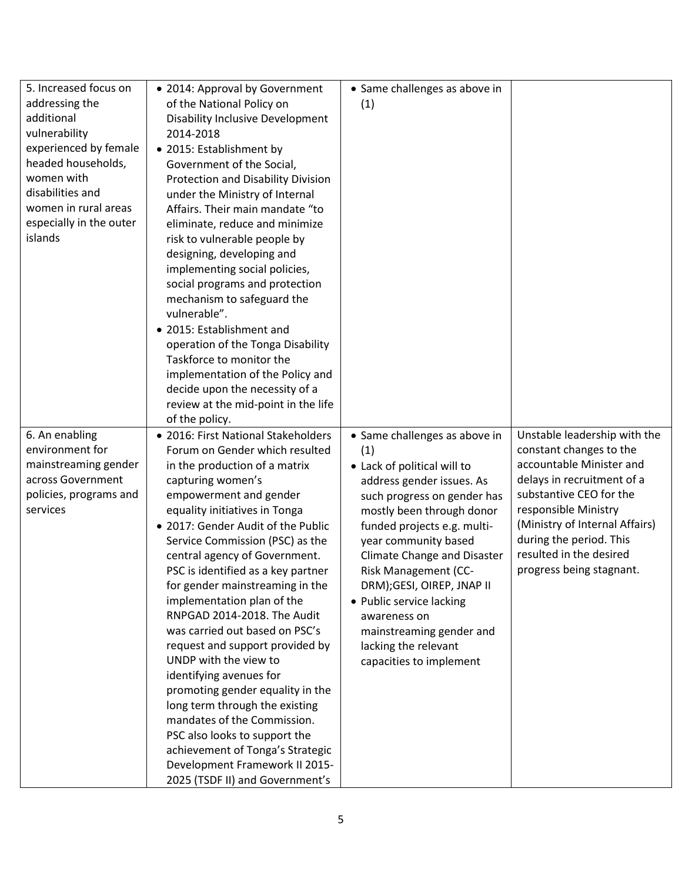| | | | |
|---|---|---|---|
| 5. Increased focus on addressing the additional vulnerability experienced by female headed households, women with disabilities and women in rural areas especially in the outer islands | • 2014: Approval by Government of the National Policy on Disability Inclusive Development 2014-2018<br>• 2015: Establishment by Government of the Social, Protection and Disability Division under the Ministry of Internal Affairs. Their main mandate "to eliminate, reduce and minimize risk to vulnerable people by designing, developing and implementing social policies, social programs and protection mechanism to safeguard the vulnerable".<br>• 2015: Establishment and operation of the Tonga Disability Taskforce to monitor the implementation of the Policy and decide upon the necessity of a review at the mid-point in the life of the policy. | • Same challenges as above in (1) | |
| 6. An enabling environment for mainstreaming gender across Government policies, programs and services | • 2016: First National Stakeholders Forum on Gender which resulted in the production of a matrix capturing women's empowerment and gender equality initiatives in Tonga<br>• 2017: Gender Audit of the Public Service Commission (PSC) as the central agency of Government. PSC is identified as a key partner for gender mainstreaming in the implementation plan of the RNPGAD 2014-2018. The Audit was carried out based on PSC's request and support provided by UNDP with the view to identifying avenues for promoting gender equality in the long term through the existing mandates of the Commission. PSC also looks to support the achievement of Tonga's Strategic Development Framework II 2015-2025 (TSDF II) and Government's | • Same challenges as above in (1)<br>• Lack of political will to address gender issues. As such progress on gender has mostly been through donor funded projects e.g. multi-year community based Climate Change and Disaster Risk Management (CC-DRM);GESI, OIREP, JNAP II<br>• Public service lacking awareness on mainstreaming gender and lacking the relevant capacities to implement | Unstable leadership with the constant changes to the accountable Minister and delays in recruitment of a substantive CEO for the responsible Ministry (Ministry of Internal Affairs) during the period. This resulted in the desired progress being stagnant. |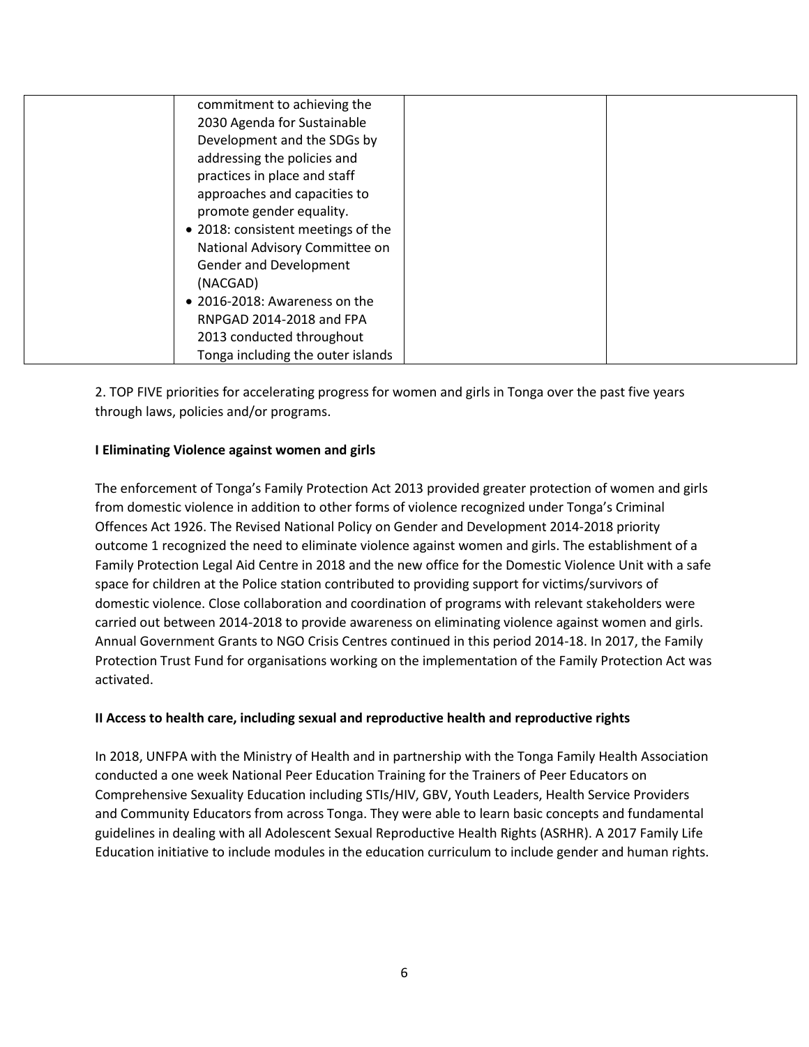| | | | |
|---|---|---|---|
| | commitment to achieving the 2030 Agenda for Sustainable Development and the SDGs by addressing the policies and practices in place and staff approaches and capacities to promote gender equality.<br>• 2018: consistent meetings of the National Advisory Committee on Gender and Development (NACGAD)<br>• 2016-2018: Awareness on the RNPGAD 2014-2018 and FPA 2013 conducted throughout Tonga including the outer islands | | |

2. TOP FIVE priorities for accelerating progress for women and girls in Tonga over the past five years through laws, policies and/or programs.

**I Eliminating Violence against women and girls**

The enforcement of Tonga's Family Protection Act 2013 provided greater protection of women and girls from domestic violence in addition to other forms of violence recognized under Tonga's Criminal Offences Act 1926. The Revised National Policy on Gender and Development 2014-2018 priority outcome 1 recognized the need to eliminate violence against women and girls. The establishment of a Family Protection Legal Aid Centre in 2018 and the new office for the Domestic Violence Unit with a safe space for children at the Police station contributed to providing support for victims/survivors of domestic violence. Close collaboration and coordination of programs with relevant stakeholders were carried out between 2014-2018 to provide awareness on eliminating violence against women and girls. Annual Government Grants to NGO Crisis Centres continued in this period 2014-18. In 2017, the Family Protection Trust Fund for organisations working on the implementation of the Family Protection Act was activated.

**II Access to health care, including sexual and reproductive health and reproductive rights**

In 2018, UNFPA with the Ministry of Health and in partnership with the Tonga Family Health Association conducted a one week National Peer Education Training for the Trainers of Peer Educators on Comprehensive Sexuality Education including STIs/HIV, GBV, Youth Leaders, Health Service Providers and Community Educators from across Tonga. They were able to learn basic concepts and fundamental guidelines in dealing with all Adolescent Sexual Reproductive Health Rights (ASRHR). A 2017 Family Life Education initiative to include modules in the education curriculum to include gender and human rights.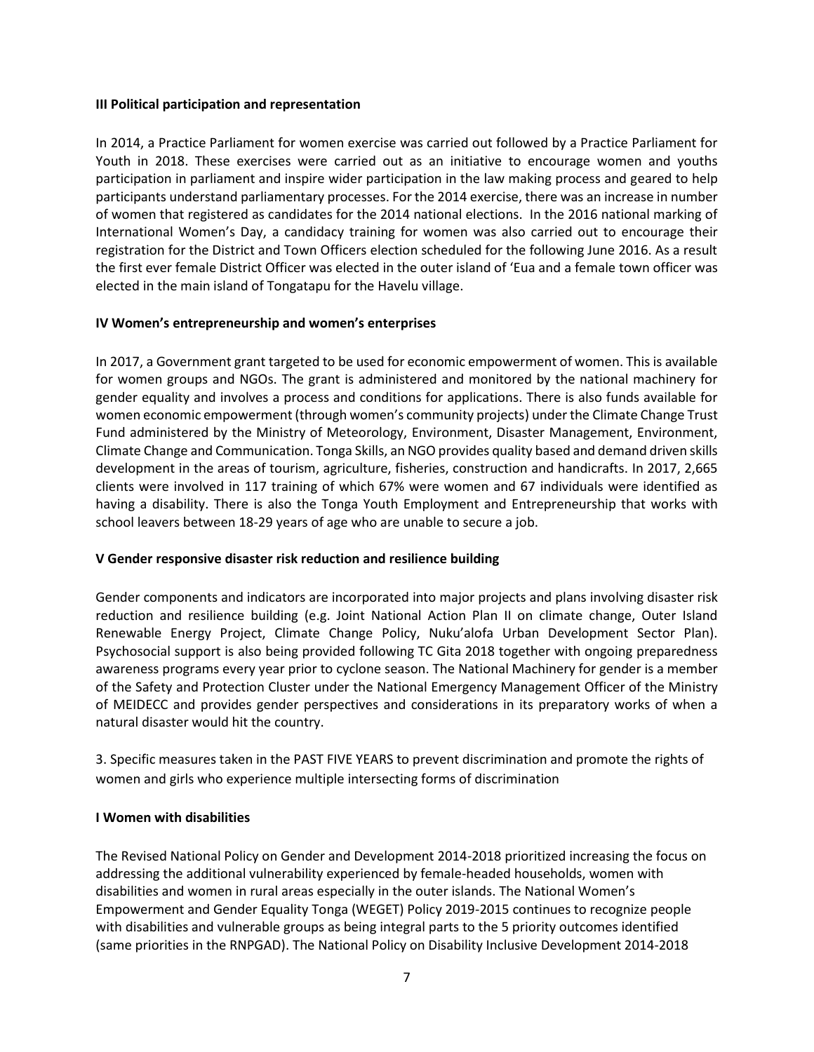**III Political participation and representation**

In 2014, a Practice Parliament for women exercise was carried out followed by a Practice Parliament for Youth in 2018. These exercises were carried out as an initiative to encourage women and youths participation in parliament and inspire wider participation in the law making process and geared to help participants understand parliamentary processes. For the 2014 exercise, there was an increase in number of women that registered as candidates for the 2014 national elections. In the 2016 national marking of International Women's Day, a candidacy training for women was also carried out to encourage their registration for the District and Town Officers election scheduled for the following June 2016. As a result the first ever female District Officer was elected in the outer island of 'Eua and a female town officer was elected in the main island of Tongatapu for the Havelu village.

**IV Women's entrepreneurship and women's enterprises**

In 2017, a Government grant targeted to be used for economic empowerment of women. This is available for women groups and NGOs. The grant is administered and monitored by the national machinery for gender equality and involves a process and conditions for applications. There is also funds available for women economic empowerment (through women's community projects) under the Climate Change Trust Fund administered by the Ministry of Meteorology, Environment, Disaster Management, Environment, Climate Change and Communication. Tonga Skills, an NGO provides quality based and demand driven skills development in the areas of tourism, agriculture, fisheries, construction and handicrafts. In 2017, 2,665 clients were involved in 117 training of which 67% were women and 67 individuals were identified as having a disability. There is also the Tonga Youth Employment and Entrepreneurship that works with school leavers between 18-29 years of age who are unable to secure a job.

**V Gender responsive disaster risk reduction and resilience building**

Gender components and indicators are incorporated into major projects and plans involving disaster risk reduction and resilience building (e.g. Joint National Action Plan II on climate change, Outer Island Renewable Energy Project, Climate Change Policy, Nuku'alofa Urban Development Sector Plan). Psychosocial support is also being provided following TC Gita 2018 together with ongoing preparedness awareness programs every year prior to cyclone season. The National Machinery for gender is a member of the Safety and Protection Cluster under the National Emergency Management Officer of the Ministry of MEIDECC and provides gender perspectives and considerations in its preparatory works of when a natural disaster would hit the country.

3. Specific measures taken in the PAST FIVE YEARS to prevent discrimination and promote the rights of women and girls who experience multiple intersecting forms of discrimination

**I Women with disabilities**

The Revised National Policy on Gender and Development 2014-2018 prioritized increasing the focus on addressing the additional vulnerability experienced by female-headed households, women with disabilities and women in rural areas especially in the outer islands. The National Women's Empowerment and Gender Equality Tonga (WEGET) Policy 2019-2015 continues to recognize people with disabilities and vulnerable groups as being integral parts to the 5 priority outcomes identified (same priorities in the RNPGAD). The National Policy on Disability Inclusive Development 2014-2018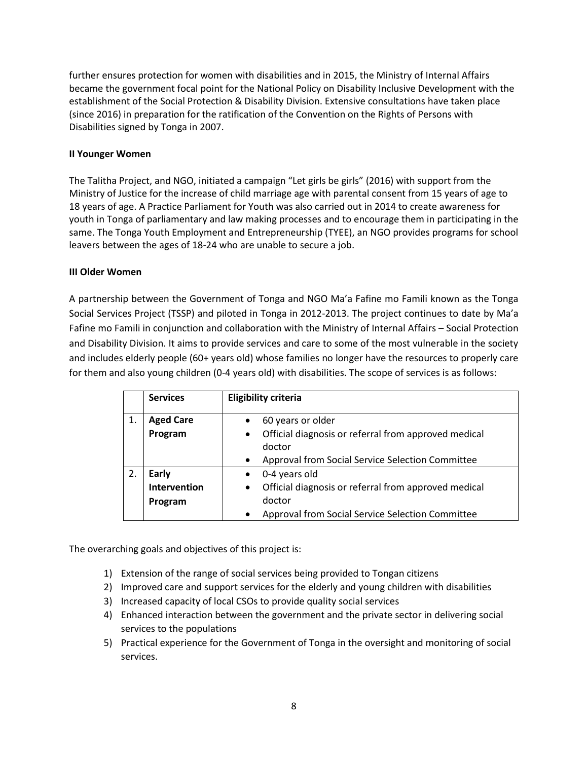further ensures protection for women with disabilities and in 2015, the Ministry of Internal Affairs became the government focal point for the National Policy on Disability Inclusive Development with the establishment of the Social Protection & Disability Division. Extensive consultations have taken place (since 2016) in preparation for the ratification of the Convention on the Rights of Persons with Disabilities signed by Tonga in 2007.

**II Younger Women**

The Talitha Project, and NGO, initiated a campaign "Let girls be girls" (2016) with support from the Ministry of Justice for the increase of child marriage age with parental consent from 15 years of age to 18 years of age. A Practice Parliament for Youth was also carried out in 2014 to create awareness for youth in Tonga of parliamentary and law making processes and to encourage them in participating in the same. The Tonga Youth Employment and Entrepreneurship (TYEE), an NGO provides programs for school leavers between the ages of 18-24 who are unable to secure a job.

**III Older Women**

A partnership between the Government of Tonga and NGO Ma'a Fafine mo Famili known as the Tonga Social Services Project (TSSP) and piloted in Tonga in 2012-2013. The project continues to date by Ma'a Fafine mo Famili in conjunction and collaboration with the Ministry of Internal Affairs – Social Protection and Disability Division. It aims to provide services and care to some of the most vulnerable in the society and includes elderly people (60+ years old) whose families no longer have the resources to properly care for them and also young children (0-4 years old) with disabilities. The scope of services is as follows:

| | **Services** | **Eligibility criteria** |
|---|---|---|
| 1. | **Aged Care Program** | • 60 years or older<br>• Official diagnosis or referral from approved medical doctor<br>• Approval from Social Service Selection Committee |
| 2. | **Early Intervention Program** | • 0-4 years old<br>• Official diagnosis or referral from approved medical doctor<br>• Approval from Social Service Selection Committee |

The overarching goals and objectives of this project is:

1) Extension of the range of social services being provided to Tongan citizens
2) Improved care and support services for the elderly and young children with disabilities
3) Increased capacity of local CSOs to provide quality social services
4) Enhanced interaction between the government and the private sector in delivering social services to the populations
5) Practical experience for the Government of Tonga in the oversight and monitoring of social services.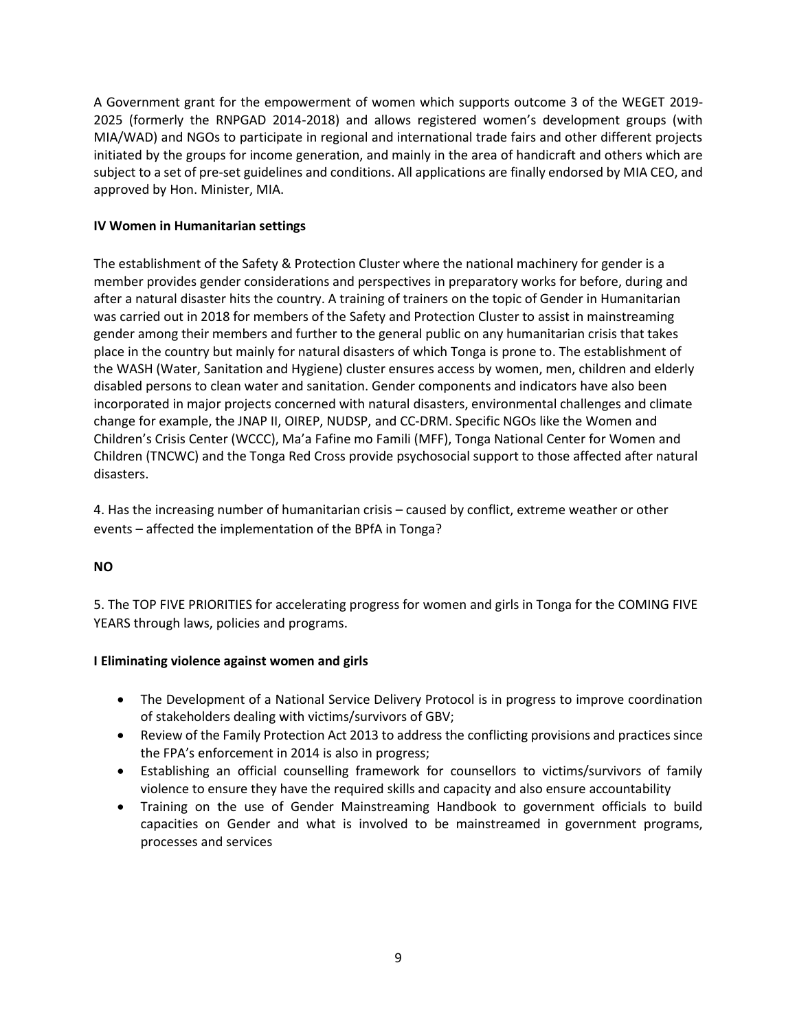A Government grant for the empowerment of women which supports outcome 3 of the WEGET 2019-2025 (formerly the RNPGAD 2014-2018) and allows registered women's development groups (with MIA/WAD) and NGOs to participate in regional and international trade fairs and other different projects initiated by the groups for income generation, and mainly in the area of handicraft and others which are subject to a set of pre-set guidelines and conditions. All applications are finally endorsed by MIA CEO, and approved by Hon. Minister, MIA.

**IV Women in Humanitarian settings**

The establishment of the Safety & Protection Cluster where the national machinery for gender is a member provides gender considerations and perspectives in preparatory works for before, during and after a natural disaster hits the country. A training of trainers on the topic of Gender in Humanitarian was carried out in 2018 for members of the Safety and Protection Cluster to assist in mainstreaming gender among their members and further to the general public on any humanitarian crisis that takes place in the country but mainly for natural disasters of which Tonga is prone to. The establishment of the WASH (Water, Sanitation and Hygiene) cluster ensures access by women, men, children and elderly disabled persons to clean water and sanitation. Gender components and indicators have also been incorporated in major projects concerned with natural disasters, environmental challenges and climate change for example, the JNAP II, OIREP, NUDSP, and CC-DRM. Specific NGOs like the Women and Children's Crisis Center (WCCC), Ma'a Fafine mo Famili (MFF), Tonga National Center for Women and Children (TNCWC) and the Tonga Red Cross provide psychosocial support to those affected after natural disasters.

4. Has the increasing number of humanitarian crisis – caused by conflict, extreme weather or other events – affected the implementation of the BPfA in Tonga?

**NO**

5. The TOP FIVE PRIORITIES for accelerating progress for women and girls in Tonga for the COMING FIVE YEARS through laws, policies and programs.

**I Eliminating violence against women and girls**

- The Development of a National Service Delivery Protocol is in progress to improve coordination of stakeholders dealing with victims/survivors of GBV;
- Review of the Family Protection Act 2013 to address the conflicting provisions and practices since the FPA's enforcement in 2014 is also in progress;
- Establishing an official counselling framework for counsellors to victims/survivors of family violence to ensure they have the required skills and capacity and also ensure accountability
- Training on the use of Gender Mainstreaming Handbook to government officials to build capacities on Gender and what is involved to be mainstreamed in government programs, processes and services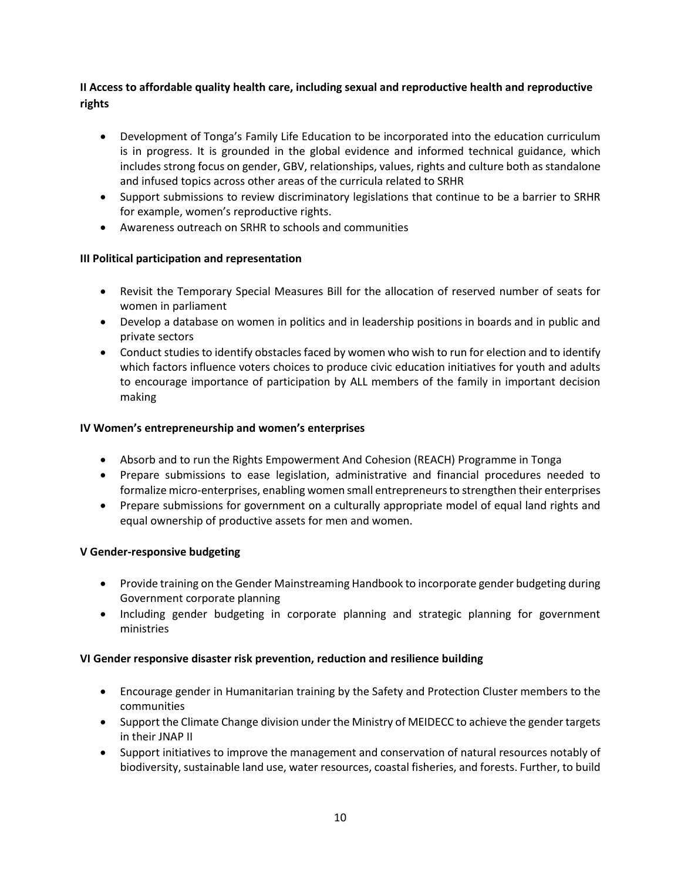**II Access to affordable quality health care, including sexual and reproductive health and reproductive rights**

- Development of Tonga's Family Life Education to be incorporated into the education curriculum is in progress. It is grounded in the global evidence and informed technical guidance, which includes strong focus on gender, GBV, relationships, values, rights and culture both as standalone and infused topics across other areas of the curricula related to SRHR
- Support submissions to review discriminatory legislations that continue to be a barrier to SRHR for example, women's reproductive rights.
- Awareness outreach on SRHR to schools and communities

**III Political participation and representation**

- Revisit the Temporary Special Measures Bill for the allocation of reserved number of seats for women in parliament
- Develop a database on women in politics and in leadership positions in boards and in public and private sectors
- Conduct studies to identify obstacles faced by women who wish to run for election and to identify which factors influence voters choices to produce civic education initiatives for youth and adults to encourage importance of participation by ALL members of the family in important decision making

**IV Women's entrepreneurship and women's enterprises**

- Absorb and to run the Rights Empowerment And Cohesion (REACH) Programme in Tonga
- Prepare submissions to ease legislation, administrative and financial procedures needed to formalize micro-enterprises, enabling women small entrepreneurs to strengthen their enterprises
- Prepare submissions for government on a culturally appropriate model of equal land rights and equal ownership of productive assets for men and women.

**V Gender-responsive budgeting**

- Provide training on the Gender Mainstreaming Handbook to incorporate gender budgeting during Government corporate planning
- Including gender budgeting in corporate planning and strategic planning for government ministries

**VI Gender responsive disaster risk prevention, reduction and resilience building**

- Encourage gender in Humanitarian training by the Safety and Protection Cluster members to the communities
- Support the Climate Change division under the Ministry of MEIDECC to achieve the gender targets in their JNAP II
- Support initiatives to improve the management and conservation of natural resources notably of biodiversity, sustainable land use, water resources, coastal fisheries, and forests. Further, to build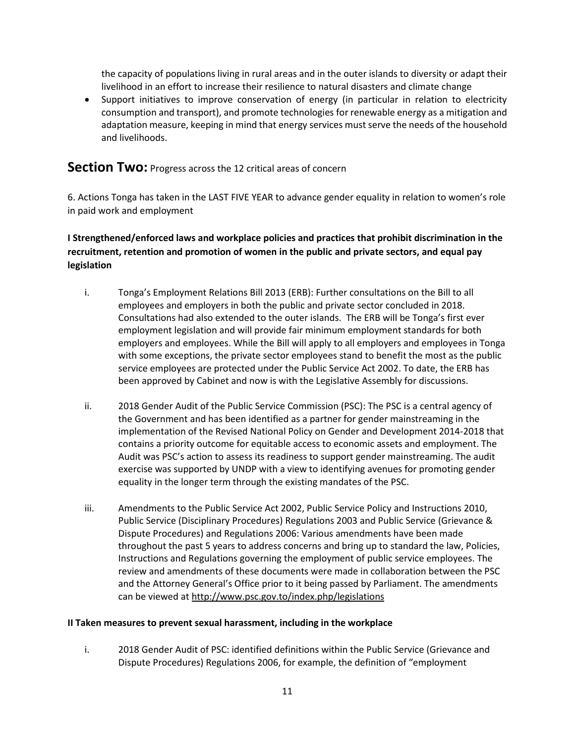the capacity of populations living in rural areas and in the outer islands to diversity or adapt their livelihood in an effort to increase their resilience to natural disasters and climate change

- Support initiatives to improve conservation of energy (in particular in relation to electricity consumption and transport), and promote technologies for renewable energy as a mitigation and adaptation measure, keeping in mind that energy services must serve the needs of the household and livelihoods.

## Section Two: Progress across the 12 critical areas of concern

6. Actions Tonga has taken in the LAST FIVE YEAR to advance gender equality in relation to women's role in paid work and employment

**I Strengthened/enforced laws and workplace policies and practices that prohibit discrimination in the recruitment, retention and promotion of women in the public and private sectors, and equal pay legislation**

i. Tonga's Employment Relations Bill 2013 (ERB): Further consultations on the Bill to all employees and employers in both the public and private sector concluded in 2018. Consultations had also extended to the outer islands. The ERB will be Tonga's first ever employment legislation and will provide fair minimum employment standards for both employers and employees. While the Bill will apply to all employers and employees in Tonga with some exceptions, the private sector employees stand to benefit the most as the public service employees are protected under the Public Service Act 2002. To date, the ERB has been approved by Cabinet and now is with the Legislative Assembly for discussions.

ii. 2018 Gender Audit of the Public Service Commission (PSC): The PSC is a central agency of the Government and has been identified as a partner for gender mainstreaming in the implementation of the Revised National Policy on Gender and Development 2014-2018 that contains a priority outcome for equitable access to economic assets and employment. The Audit was PSC's action to assess its readiness to support gender mainstreaming. The audit exercise was supported by UNDP with a view to identifying avenues for promoting gender equality in the longer term through the existing mandates of the PSC.

iii. Amendments to the Public Service Act 2002, Public Service Policy and Instructions 2010, Public Service (Disciplinary Procedures) Regulations 2003 and Public Service (Grievance & Dispute Procedures) and Regulations 2006: Various amendments have been made throughout the past 5 years to address concerns and bring up to standard the law, Policies, Instructions and Regulations governing the employment of public service employees. The review and amendments of these documents were made in collaboration between the PSC and the Attorney General's Office prior to it being passed by Parliament. The amendments can be viewed at http://www.psc.gov.to/index.php/legislations

**II Taken measures to prevent sexual harassment, including in the workplace**

i. 2018 Gender Audit of PSC: identified definitions within the Public Service (Grievance and Dispute Procedures) Regulations 2006, for example, the definition of "employment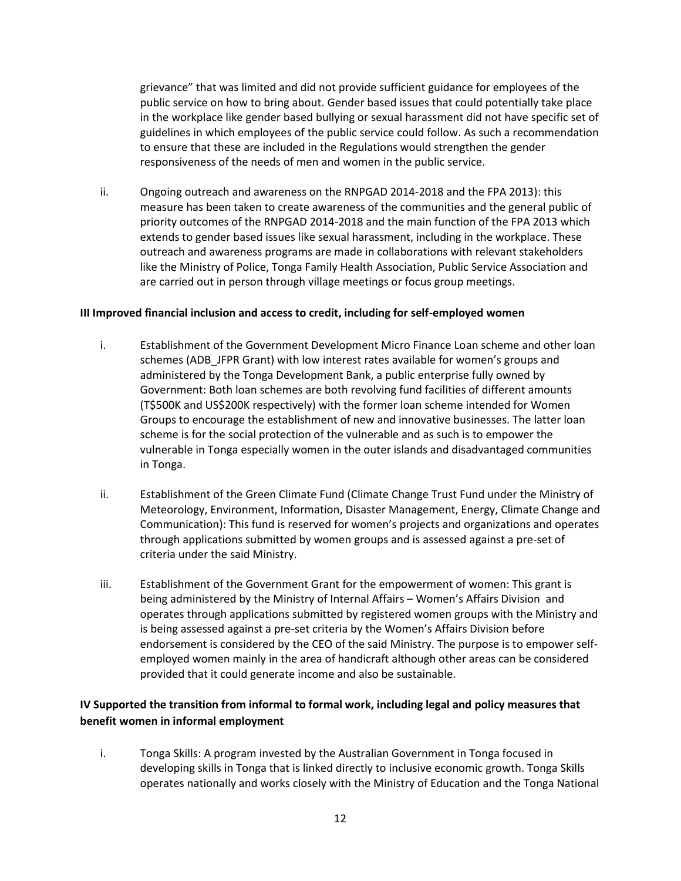grievance" that was limited and did not provide sufficient guidance for employees of the public service on how to bring about. Gender based issues that could potentially take place in the workplace like gender based bullying or sexual harassment did not have specific set of guidelines in which employees of the public service could follow. As such a recommendation to ensure that these are included in the Regulations would strengthen the gender responsiveness of the needs of men and women in the public service.

ii. Ongoing outreach and awareness on the RNPGAD 2014-2018 and the FPA 2013): this measure has been taken to create awareness of the communities and the general public of priority outcomes of the RNPGAD 2014-2018 and the main function of the FPA 2013 which extends to gender based issues like sexual harassment, including in the workplace. These outreach and awareness programs are made in collaborations with relevant stakeholders like the Ministry of Police, Tonga Family Health Association, Public Service Association and are carried out in person through village meetings or focus group meetings.

**III Improved financial inclusion and access to credit, including for self-employed women**

i. Establishment of the Government Development Micro Finance Loan scheme and other loan schemes (ADB_JFPR Grant) with low interest rates available for women's groups and administered by the Tonga Development Bank, a public enterprise fully owned by Government: Both loan schemes are both revolving fund facilities of different amounts (T$500K and US$200K respectively) with the former loan scheme intended for Women Groups to encourage the establishment of new and innovative businesses. The latter loan scheme is for the social protection of the vulnerable and as such is to empower the vulnerable in Tonga especially women in the outer islands and disadvantaged communities in Tonga.

ii. Establishment of the Green Climate Fund (Climate Change Trust Fund under the Ministry of Meteorology, Environment, Information, Disaster Management, Energy, Climate Change and Communication): This fund is reserved for women's projects and organizations and operates through applications submitted by women groups and is assessed against a pre-set of criteria under the said Ministry.

iii. Establishment of the Government Grant for the empowerment of women: This grant is being administered by the Ministry of Internal Affairs – Women's Affairs Division and operates through applications submitted by registered women groups with the Ministry and is being assessed against a pre-set criteria by the Women's Affairs Division before endorsement is considered by the CEO of the said Ministry. The purpose is to empower self-employed women mainly in the area of handicraft although other areas can be considered provided that it could generate income and also be sustainable.

**IV Supported the transition from informal to formal work, including legal and policy measures that benefit women in informal employment**

i. Tonga Skills: A program invested by the Australian Government in Tonga focused in developing skills in Tonga that is linked directly to inclusive economic growth. Tonga Skills operates nationally and works closely with the Ministry of Education and the Tonga National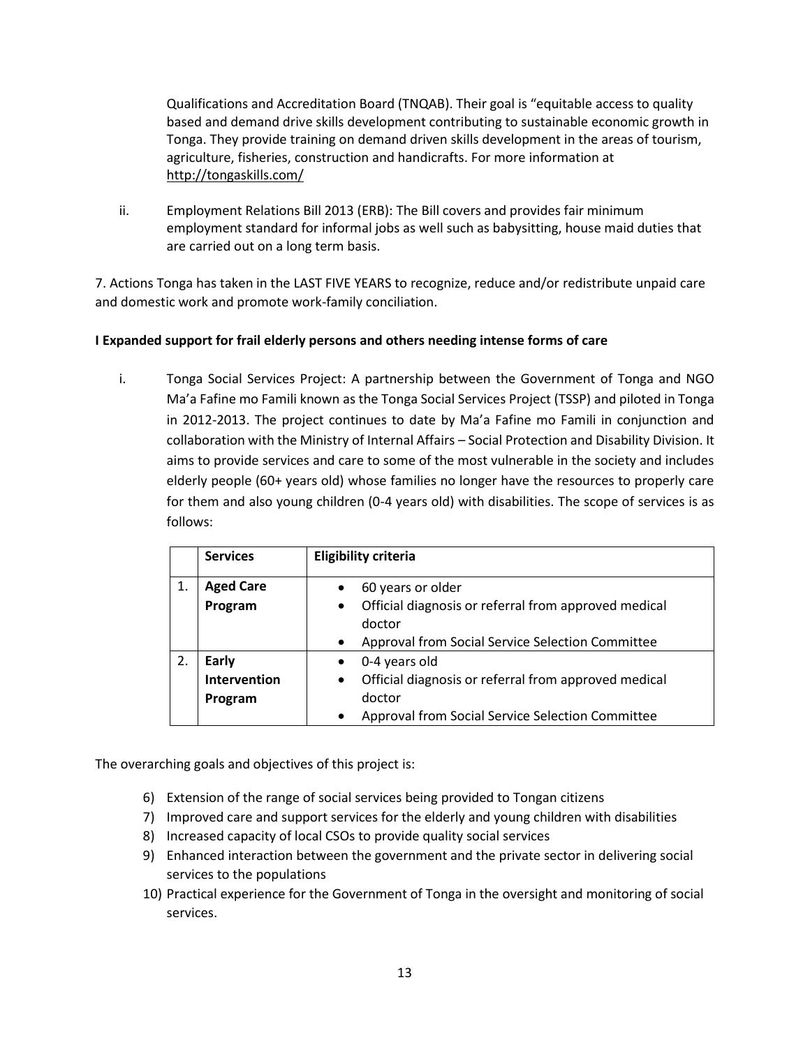Qualifications and Accreditation Board (TNQAB). Their goal is "equitable access to quality based and demand drive skills development contributing to sustainable economic growth in Tonga. They provide training on demand driven skills development in the areas of tourism, agriculture, fisheries, construction and handicrafts. For more information at http://tongaskills.com/

ii. Employment Relations Bill 2013 (ERB): The Bill covers and provides fair minimum employment standard for informal jobs as well such as babysitting, house maid duties that are carried out on a long term basis.

7. Actions Tonga has taken in the LAST FIVE YEARS to recognize, reduce and/or redistribute unpaid care and domestic work and promote work-family conciliation.

**I Expanded support for frail elderly persons and others needing intense forms of care**

i. Tonga Social Services Project: A partnership between the Government of Tonga and NGO Ma'a Fafine mo Famili known as the Tonga Social Services Project (TSSP) and piloted in Tonga in 2012-2013. The project continues to date by Ma'a Fafine mo Famili in conjunction and collaboration with the Ministry of Internal Affairs – Social Protection and Disability Division. It aims to provide services and care to some of the most vulnerable in the society and includes elderly people (60+ years old) whose families no longer have the resources to properly care for them and also young children (0-4 years old) with disabilities. The scope of services is as follows:

| | **Services** | **Eligibility criteria** |
|---|---|---|
| 1. | **Aged Care Program** | • 60 years or older<br>• Official diagnosis or referral from approved medical doctor<br>• Approval from Social Service Selection Committee |
| 2. | **Early Intervention Program** | • 0-4 years old<br>• Official diagnosis or referral from approved medical doctor<br>• Approval from Social Service Selection Committee |

The overarching goals and objectives of this project is:

6) Extension of the range of social services being provided to Tongan citizens
7) Improved care and support services for the elderly and young children with disabilities
8) Increased capacity of local CSOs to provide quality social services
9) Enhanced interaction between the government and the private sector in delivering social services to the populations
10) Practical experience for the Government of Tonga in the oversight and monitoring of social services.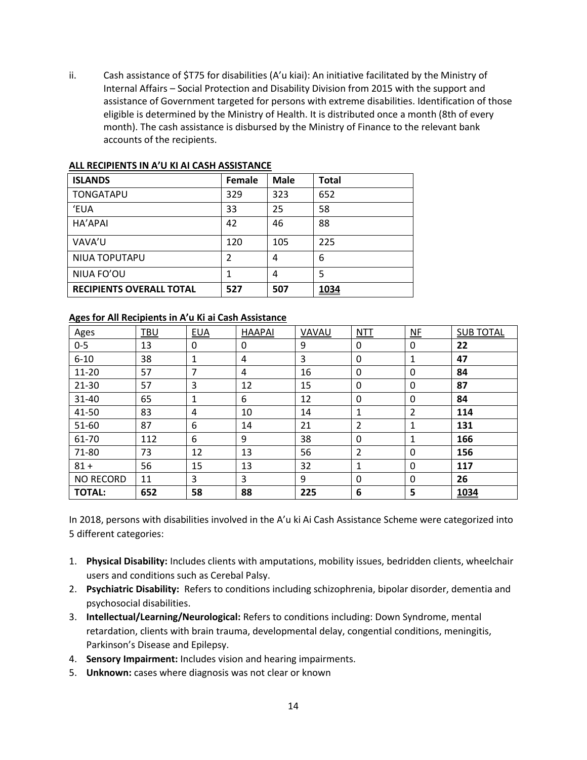ii. Cash assistance of $T75 for disabilities (A'u kiai): An initiative facilitated by the Ministry of Internal Affairs – Social Protection and Disability Division from 2015 with the support and assistance of Government targeted for persons with extreme disabilities. Identification of those eligible is determined by the Ministry of Health. It is distributed once a month (8th of every month). The cash assistance is disbursed by the Ministry of Finance to the relevant bank accounts of the recipients.

**ALL RECIPIENTS IN A'U KI AI CASH ASSISTANCE**

| ISLANDS | Female | Male | Total |
|---|---|---|---|
| TONGATAPU | 329 | 323 | 652 |
| 'EUA | 33 | 25 | 58 |
| HA'APAI | 42 | 46 | 88 |
| VAVA'U | 120 | 105 | 225 |
| NIUA TOPUTAPU | 2 | 4 | 6 |
| NIUA FO'OU | 1 | 4 | 5 |
| **RECIPIENTS OVERALL TOTAL** | **527** | **507** | **1034** |

**Ages for All Recipients in A'u Ki ai Cash Assistance**

| Ages | TBU | EUA | HAAPAI | VAVAU | NTT | NF | SUB TOTAL |
|---|---|---|---|---|---|---|---|
| 0-5 | 13 | 0 | 0 | 9 | 0 | 0 | **22** |
| 6-10 | 38 | 1 | 4 | 3 | 0 | 1 | **47** |
| 11-20 | 57 | 7 | 4 | 16 | 0 | 0 | **84** |
| 21-30 | 57 | 3 | 12 | 15 | 0 | 0 | **87** |
| 31-40 | 65 | 1 | 6 | 12 | 0 | 0 | **84** |
| 41-50 | 83 | 4 | 10 | 14 | 1 | 2 | **114** |
| 51-60 | 87 | 6 | 14 | 21 | 2 | 1 | **131** |
| 61-70 | 112 | 6 | 9 | 38 | 0 | 1 | **166** |
| 71-80 | 73 | 12 | 13 | 56 | 2 | 0 | **156** |
| 81 + | 56 | 15 | 13 | 32 | 1 | 0 | **117** |
| NO RECORD | 11 | 3 | 3 | 9 | 0 | 0 | **26** |
| **TOTAL:** | **652** | **58** | **88** | **225** | **6** | **5** | **1034** |

In 2018, persons with disabilities involved in the A'u ki Ai Cash Assistance Scheme were categorized into 5 different categories:

1. **Physical Disability:** Includes clients with amputations, mobility issues, bedridden clients, wheelchair users and conditions such as Cerebal Palsy.
2. **Psychiatric Disability:** Refers to conditions including schizophrenia, bipolar disorder, dementia and psychosocial disabilities.
3. **Intellectual/Learning/Neurological:** Refers to conditions including: Down Syndrome, mental retardation, clients with brain trauma, developmental delay, congential conditions, meningitis, Parkinson's Disease and Epilepsy.
4. **Sensory Impairment:** Includes vision and hearing impairments.
5. **Unknown:** cases where diagnosis was not clear or known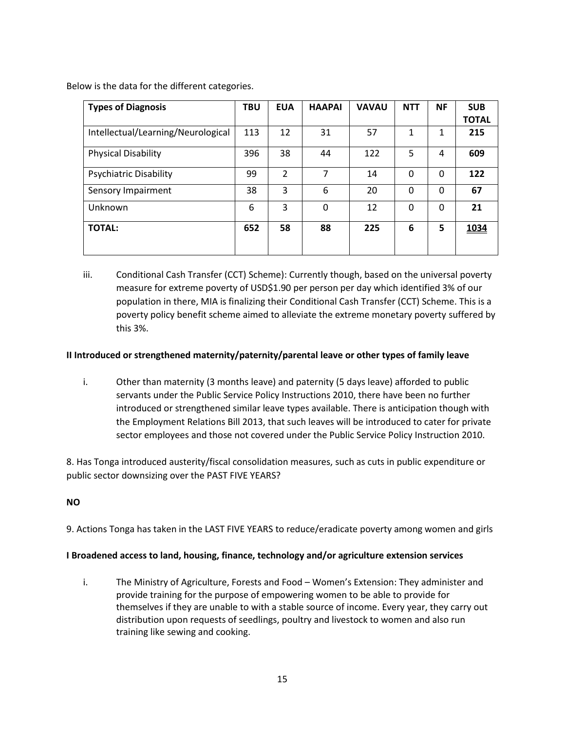Below is the data for the different categories.

| **Types of Diagnosis** | **TBU** | **EUA** | **HAAPAI** | **VAVAU** | **NTT** | **NF** | **SUB TOTAL** |
|---|---|---|---|---|---|---|---|
| Intellectual/Learning/Neurological | 113 | 12 | 31 | 57 | 1 | 1 | **215** |
| Physical Disability | 396 | 38 | 44 | 122 | 5 | 4 | **609** |
| Psychiatric Disability | 99 | 2 | 7 | 14 | 0 | 0 | **122** |
| Sensory Impairment | 38 | 3 | 6 | 20 | 0 | 0 | **67** |
| Unknown | 6 | 3 | 0 | 12 | 0 | 0 | **21** |
| **TOTAL:** | **652** | **58** | **88** | **225** | **6** | **5** | **1034** |

iii. Conditional Cash Transfer (CCT) Scheme): Currently though, based on the universal poverty measure for extreme poverty of USD$1.90 per person per day which identified 3% of our population in there, MIA is finalizing their Conditional Cash Transfer (CCT) Scheme. This is a poverty policy benefit scheme aimed to alleviate the extreme monetary poverty suffered by this 3%.

**II Introduced or strengthened maternity/paternity/parental leave or other types of family leave**

i. Other than maternity (3 months leave) and paternity (5 days leave) afforded to public servants under the Public Service Policy Instructions 2010, there have been no further introduced or strengthened similar leave types available. There is anticipation though with the Employment Relations Bill 2013, that such leaves will be introduced to cater for private sector employees and those not covered under the Public Service Policy Instruction 2010.

8. Has Tonga introduced austerity/fiscal consolidation measures, such as cuts in public expenditure or public sector downsizing over the PAST FIVE YEARS?

**NO**

9. Actions Tonga has taken in the LAST FIVE YEARS to reduce/eradicate poverty among women and girls

**I Broadened access to land, housing, finance, technology and/or agriculture extension services**

i. The Ministry of Agriculture, Forests and Food – Women's Extension: They administer and provide training for the purpose of empowering women to be able to provide for themselves if they are unable to with a stable source of income. Every year, they carry out distribution upon requests of seedlings, poultry and livestock to women and also run training like sewing and cooking.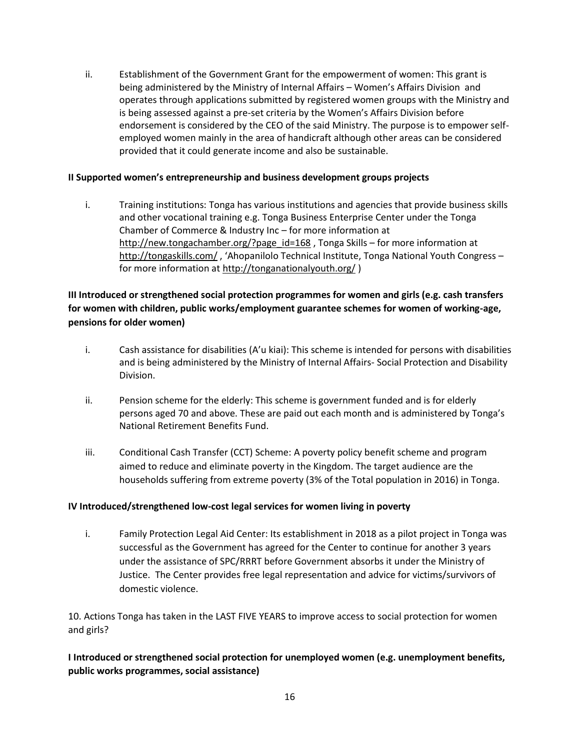ii. Establishment of the Government Grant for the empowerment of women: This grant is being administered by the Ministry of Internal Affairs – Women's Affairs Division and operates through applications submitted by registered women groups with the Ministry and is being assessed against a pre-set criteria by the Women's Affairs Division before endorsement is considered by the CEO of the said Ministry. The purpose is to empower self-employed women mainly in the area of handicraft although other areas can be considered provided that it could generate income and also be sustainable.

**II Supported women's entrepreneurship and business development groups projects**

i. Training institutions: Tonga has various institutions and agencies that provide business skills and other vocational training e.g. Tonga Business Enterprise Center under the Tonga Chamber of Commerce & Industry Inc – for more information at http://new.tongachamber.org/?page_id=168 , Tonga Skills – for more information at http://tongaskills.com/ , 'Ahopanilolo Technical Institute, Tonga National Youth Congress – for more information at http://tonganationalyouth.org/ )

**III Introduced or strengthened social protection programmes for women and girls (e.g. cash transfers for women with children, public works/employment guarantee schemes for women of working-age, pensions for older women)**

i. Cash assistance for disabilities (A'u kiai): This scheme is intended for persons with disabilities and is being administered by the Ministry of Internal Affairs- Social Protection and Disability Division.

ii. Pension scheme for the elderly: This scheme is government funded and is for elderly persons aged 70 and above. These are paid out each month and is administered by Tonga's National Retirement Benefits Fund.

iii. Conditional Cash Transfer (CCT) Scheme: A poverty policy benefit scheme and program aimed to reduce and eliminate poverty in the Kingdom. The target audience are the households suffering from extreme poverty (3% of the Total population in 2016) in Tonga.

**IV Introduced/strengthened low-cost legal services for women living in poverty**

i. Family Protection Legal Aid Center: Its establishment in 2018 as a pilot project in Tonga was successful as the Government has agreed for the Center to continue for another 3 years under the assistance of SPC/RRRT before Government absorbs it under the Ministry of Justice. The Center provides free legal representation and advice for victims/survivors of domestic violence.

10. Actions Tonga has taken in the LAST FIVE YEARS to improve access to social protection for women and girls?

**I Introduced or strengthened social protection for unemployed women (e.g. unemployment benefits, public works programmes, social assistance)**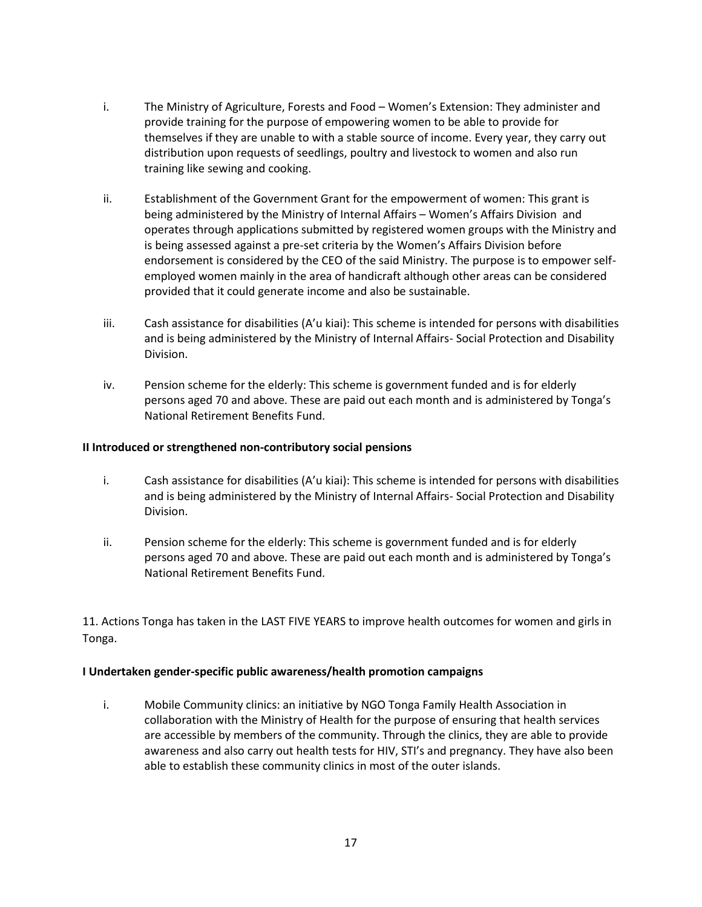i. The Ministry of Agriculture, Forests and Food – Women's Extension: They administer and provide training for the purpose of empowering women to be able to provide for themselves if they are unable to with a stable source of income. Every year, they carry out distribution upon requests of seedlings, poultry and livestock to women and also run training like sewing and cooking.

ii. Establishment of the Government Grant for the empowerment of women: This grant is being administered by the Ministry of Internal Affairs – Women's Affairs Division and operates through applications submitted by registered women groups with the Ministry and is being assessed against a pre-set criteria by the Women's Affairs Division before endorsement is considered by the CEO of the said Ministry. The purpose is to empower self-employed women mainly in the area of handicraft although other areas can be considered provided that it could generate income and also be sustainable.

iii. Cash assistance for disabilities (A'u kiai): This scheme is intended for persons with disabilities and is being administered by the Ministry of Internal Affairs- Social Protection and Disability Division.

iv. Pension scheme for the elderly: This scheme is government funded and is for elderly persons aged 70 and above. These are paid out each month and is administered by Tonga's National Retirement Benefits Fund.

**II Introduced or strengthened non-contributory social pensions**

i. Cash assistance for disabilities (A'u kiai): This scheme is intended for persons with disabilities and is being administered by the Ministry of Internal Affairs- Social Protection and Disability Division.

ii. Pension scheme for the elderly: This scheme is government funded and is for elderly persons aged 70 and above. These are paid out each month and is administered by Tonga's National Retirement Benefits Fund.

11. Actions Tonga has taken in the LAST FIVE YEARS to improve health outcomes for women and girls in Tonga.

**I Undertaken gender-specific public awareness/health promotion campaigns**

i. Mobile Community clinics: an initiative by NGO Tonga Family Health Association in collaboration with the Ministry of Health for the purpose of ensuring that health services are accessible by members of the community. Through the clinics, they are able to provide awareness and also carry out health tests for HIV, STI's and pregnancy. They have also been able to establish these community clinics in most of the outer islands.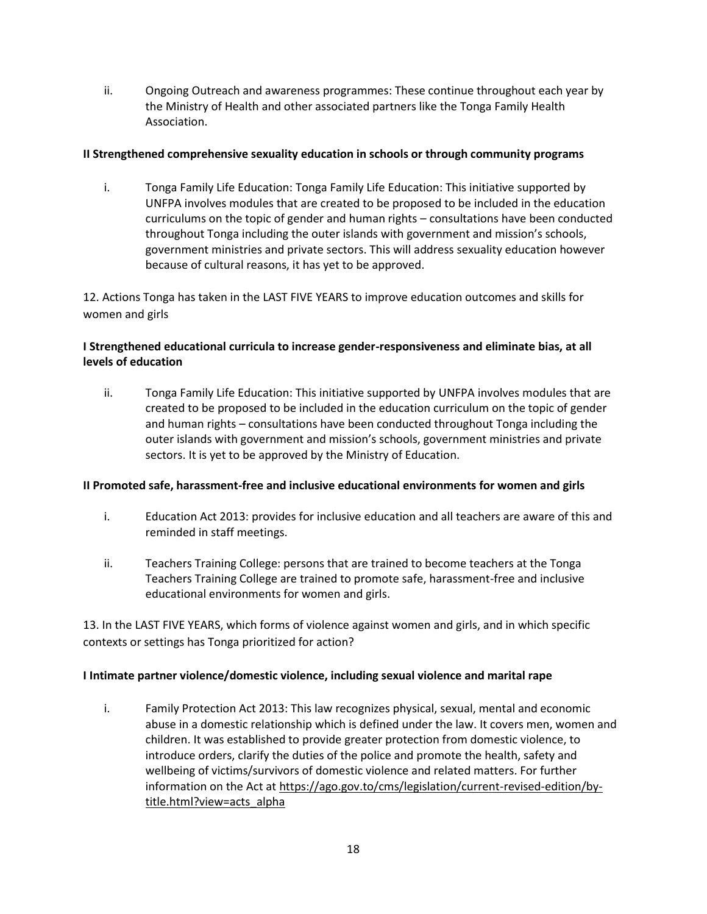ii. Ongoing Outreach and awareness programmes: These continue throughout each year by the Ministry of Health and other associated partners like the Tonga Family Health Association.

**II Strengthened comprehensive sexuality education in schools or through community programs**

i. Tonga Family Life Education: Tonga Family Life Education: This initiative supported by UNFPA involves modules that are created to be proposed to be included in the education curriculums on the topic of gender and human rights – consultations have been conducted throughout Tonga including the outer islands with government and mission's schools, government ministries and private sectors. This will address sexuality education however because of cultural reasons, it has yet to be approved.

12. Actions Tonga has taken in the LAST FIVE YEARS to improve education outcomes and skills for women and girls

**I Strengthened educational curricula to increase gender-responsiveness and eliminate bias, at all levels of education**

ii. Tonga Family Life Education: This initiative supported by UNFPA involves modules that are created to be proposed to be included in the education curriculum on the topic of gender and human rights – consultations have been conducted throughout Tonga including the outer islands with government and mission's schools, government ministries and private sectors. It is yet to be approved by the Ministry of Education.

**II Promoted safe, harassment-free and inclusive educational environments for women and girls**

i. Education Act 2013: provides for inclusive education and all teachers are aware of this and reminded in staff meetings.

ii. Teachers Training College: persons that are trained to become teachers at the Tonga Teachers Training College are trained to promote safe, harassment-free and inclusive educational environments for women and girls.

13. In the LAST FIVE YEARS, which forms of violence against women and girls, and in which specific contexts or settings has Tonga prioritized for action?

**I Intimate partner violence/domestic violence, including sexual violence and marital rape**

i. Family Protection Act 2013: This law recognizes physical, sexual, mental and economic abuse in a domestic relationship which is defined under the law. It covers men, women and children. It was established to provide greater protection from domestic violence, to introduce orders, clarify the duties of the police and promote the health, safety and wellbeing of victims/survivors of domestic violence and related matters. For further information on the Act at https://ago.gov.to/cms/legislation/current-revised-edition/by-title.html?view=acts_alpha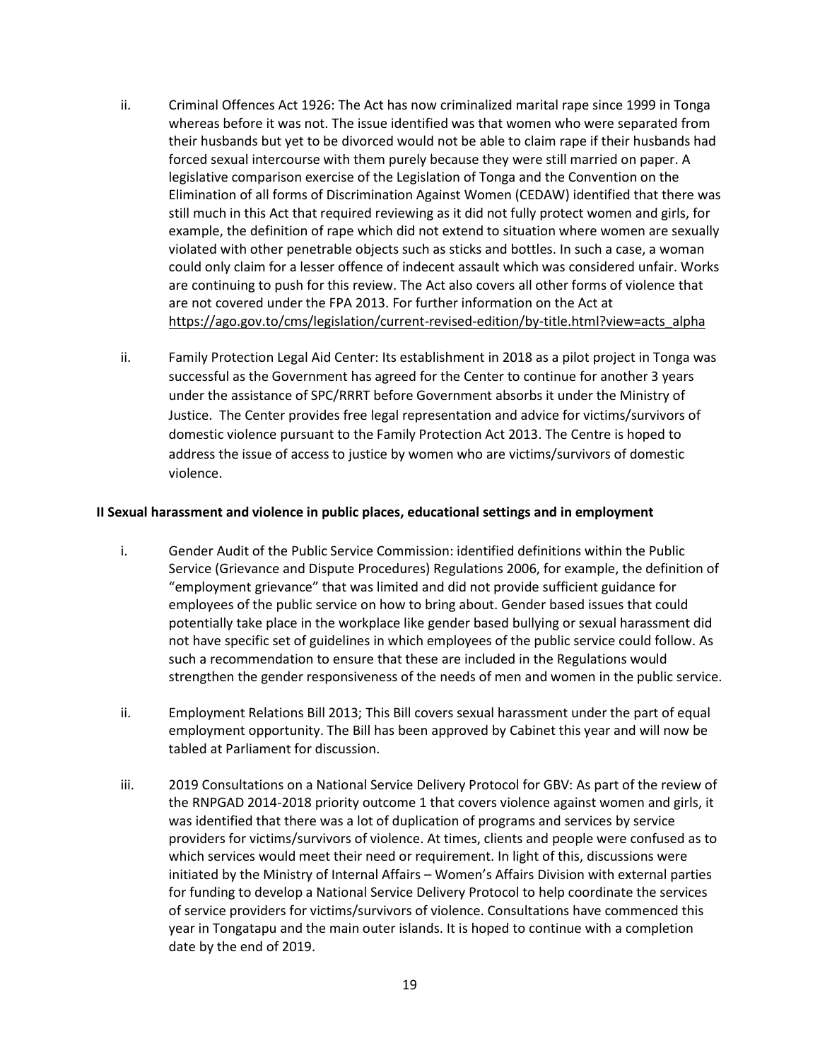ii. Criminal Offences Act 1926: The Act has now criminalized marital rape since 1999 in Tonga whereas before it was not. The issue identified was that women who were separated from their husbands but yet to be divorced would not be able to claim rape if their husbands had forced sexual intercourse with them purely because they were still married on paper. A legislative comparison exercise of the Legislation of Tonga and the Convention on the Elimination of all forms of Discrimination Against Women (CEDAW) identified that there was still much in this Act that required reviewing as it did not fully protect women and girls, for example, the definition of rape which did not extend to situation where women are sexually violated with other penetrable objects such as sticks and bottles. In such a case, a woman could only claim for a lesser offence of indecent assault which was considered unfair. Works are continuing to push for this review. The Act also covers all other forms of violence that are not covered under the FPA 2013. For further information on the Act at https://ago.gov.to/cms/legislation/current-revised-edition/by-title.html?view=acts_alpha

ii. Family Protection Legal Aid Center: Its establishment in 2018 as a pilot project in Tonga was successful as the Government has agreed for the Center to continue for another 3 years under the assistance of SPC/RRRT before Government absorbs it under the Ministry of Justice. The Center provides free legal representation and advice for victims/survivors of domestic violence pursuant to the Family Protection Act 2013. The Centre is hoped to address the issue of access to justice by women who are victims/survivors of domestic violence.

**II Sexual harassment and violence in public places, educational settings and in employment**

i. Gender Audit of the Public Service Commission: identified definitions within the Public Service (Grievance and Dispute Procedures) Regulations 2006, for example, the definition of "employment grievance" that was limited and did not provide sufficient guidance for employees of the public service on how to bring about. Gender based issues that could potentially take place in the workplace like gender based bullying or sexual harassment did not have specific set of guidelines in which employees of the public service could follow. As such a recommendation to ensure that these are included in the Regulations would strengthen the gender responsiveness of the needs of men and women in the public service.

ii. Employment Relations Bill 2013; This Bill covers sexual harassment under the part of equal employment opportunity. The Bill has been approved by Cabinet this year and will now be tabled at Parliament for discussion.

iii. 2019 Consultations on a National Service Delivery Protocol for GBV: As part of the review of the RNPGAD 2014-2018 priority outcome 1 that covers violence against women and girls, it was identified that there was a lot of duplication of programs and services by service providers for victims/survivors of violence. At times, clients and people were confused as to which services would meet their need or requirement. In light of this, discussions were initiated by the Ministry of Internal Affairs – Women's Affairs Division with external parties for funding to develop a National Service Delivery Protocol to help coordinate the services of service providers for victims/survivors of violence. Consultations have commenced this year in Tongatapu and the main outer islands. It is hoped to continue with a completion date by the end of 2019.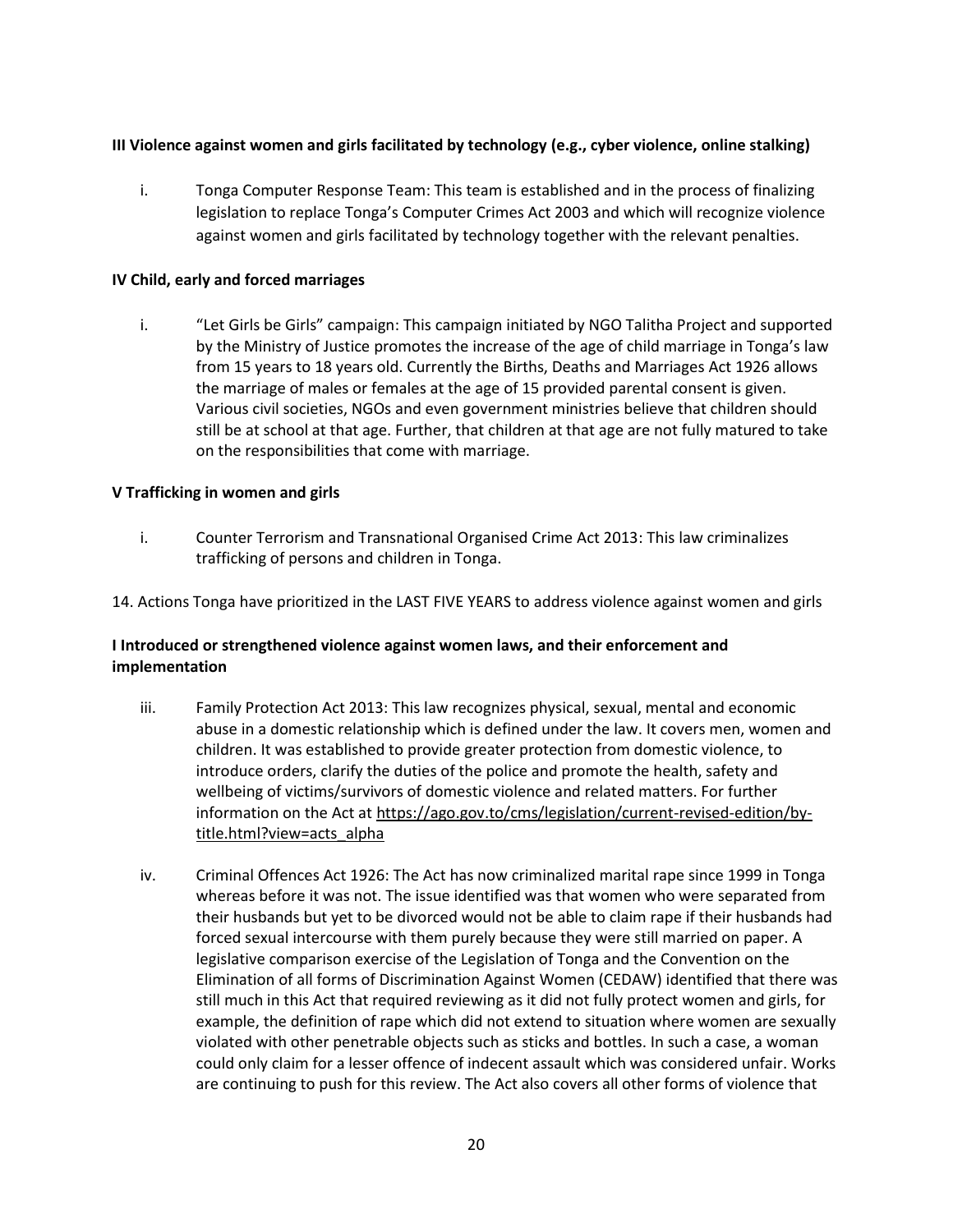**III Violence against women and girls facilitated by technology (e.g., cyber violence, online stalking)**

i. Tonga Computer Response Team: This team is established and in the process of finalizing legislation to replace Tonga's Computer Crimes Act 2003 and which will recognize violence against women and girls facilitated by technology together with the relevant penalties.

**IV Child, early and forced marriages**

i. "Let Girls be Girls" campaign: This campaign initiated by NGO Talitha Project and supported by the Ministry of Justice promotes the increase of the age of child marriage in Tonga's law from 15 years to 18 years old. Currently the Births, Deaths and Marriages Act 1926 allows the marriage of males or females at the age of 15 provided parental consent is given. Various civil societies, NGOs and even government ministries believe that children should still be at school at that age. Further, that children at that age are not fully matured to take on the responsibilities that come with marriage.

**V Trafficking in women and girls**

i. Counter Terrorism and Transnational Organised Crime Act 2013: This law criminalizes trafficking of persons and children in Tonga.

14. Actions Tonga have prioritized in the LAST FIVE YEARS to address violence against women and girls

**I Introduced or strengthened violence against women laws, and their enforcement and implementation**

iii. Family Protection Act 2013: This law recognizes physical, sexual, mental and economic abuse in a domestic relationship which is defined under the law. It covers men, women and children. It was established to provide greater protection from domestic violence, to introduce orders, clarify the duties of the police and promote the health, safety and wellbeing of victims/survivors of domestic violence and related matters. For further information on the Act at https://ago.gov.to/cms/legislation/current-revised-edition/by-title.html?view=acts_alpha

iv. Criminal Offences Act 1926: The Act has now criminalized marital rape since 1999 in Tonga whereas before it was not. The issue identified was that women who were separated from their husbands but yet to be divorced would not be able to claim rape if their husbands had forced sexual intercourse with them purely because they were still married on paper. A legislative comparison exercise of the Legislation of Tonga and the Convention on the Elimination of all forms of Discrimination Against Women (CEDAW) identified that there was still much in this Act that required reviewing as it did not fully protect women and girls, for example, the definition of rape which did not extend to situation where women are sexually violated with other penetrable objects such as sticks and bottles. In such a case, a woman could only claim for a lesser offence of indecent assault which was considered unfair. Works are continuing to push for this review. The Act also covers all other forms of violence that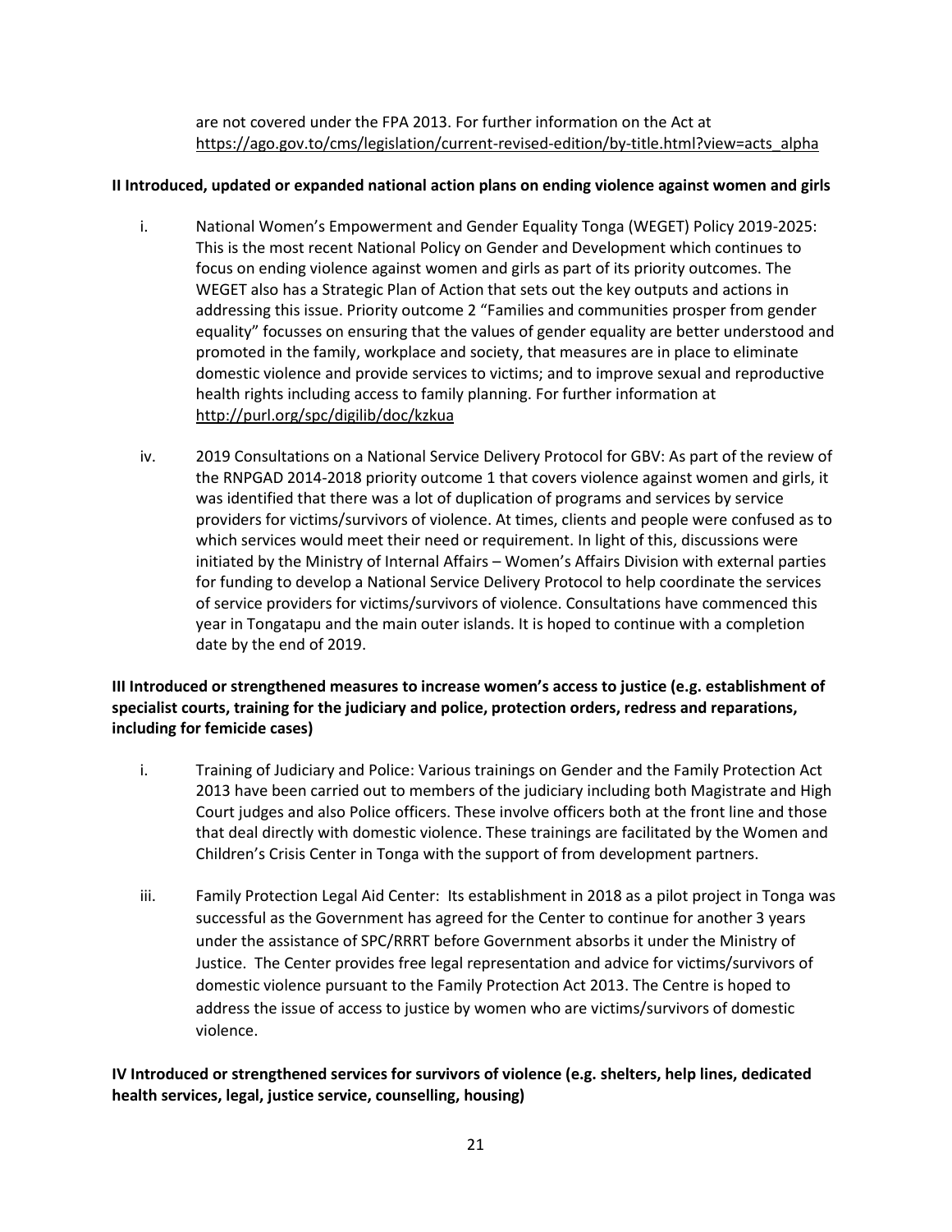are not covered under the FPA 2013. For further information on the Act at https://ago.gov.to/cms/legislation/current-revised-edition/by-title.html?view=acts_alpha

**II Introduced, updated or expanded national action plans on ending violence against women and girls**

i. National Women's Empowerment and Gender Equality Tonga (WEGET) Policy 2019-2025: This is the most recent National Policy on Gender and Development which continues to focus on ending violence against women and girls as part of its priority outcomes. The WEGET also has a Strategic Plan of Action that sets out the key outputs and actions in addressing this issue. Priority outcome 2 "Families and communities prosper from gender equality" focusses on ensuring that the values of gender equality are better understood and promoted in the family, workplace and society, that measures are in place to eliminate domestic violence and provide services to victims; and to improve sexual and reproductive health rights including access to family planning. For further information at http://purl.org/spc/digilib/doc/kzkua

iv. 2019 Consultations on a National Service Delivery Protocol for GBV: As part of the review of the RNPGAD 2014-2018 priority outcome 1 that covers violence against women and girls, it was identified that there was a lot of duplication of programs and services by service providers for victims/survivors of violence. At times, clients and people were confused as to which services would meet their need or requirement. In light of this, discussions were initiated by the Ministry of Internal Affairs – Women's Affairs Division with external parties for funding to develop a National Service Delivery Protocol to help coordinate the services of service providers for victims/survivors of violence. Consultations have commenced this year in Tongatapu and the main outer islands. It is hoped to continue with a completion date by the end of 2019.

**III Introduced or strengthened measures to increase women's access to justice (e.g. establishment of specialist courts, training for the judiciary and police, protection orders, redress and reparations, including for femicide cases)**

i. Training of Judiciary and Police: Various trainings on Gender and the Family Protection Act 2013 have been carried out to members of the judiciary including both Magistrate and High Court judges and also Police officers. These involve officers both at the front line and those that deal directly with domestic violence. These trainings are facilitated by the Women and Children's Crisis Center in Tonga with the support of from development partners.

iii. Family Protection Legal Aid Center: Its establishment in 2018 as a pilot project in Tonga was successful as the Government has agreed for the Center to continue for another 3 years under the assistance of SPC/RRRT before Government absorbs it under the Ministry of Justice. The Center provides free legal representation and advice for victims/survivors of domestic violence pursuant to the Family Protection Act 2013. The Centre is hoped to address the issue of access to justice by women who are victims/survivors of domestic violence.

**IV Introduced or strengthened services for survivors of violence (e.g. shelters, help lines, dedicated health services, legal, justice service, counselling, housing)**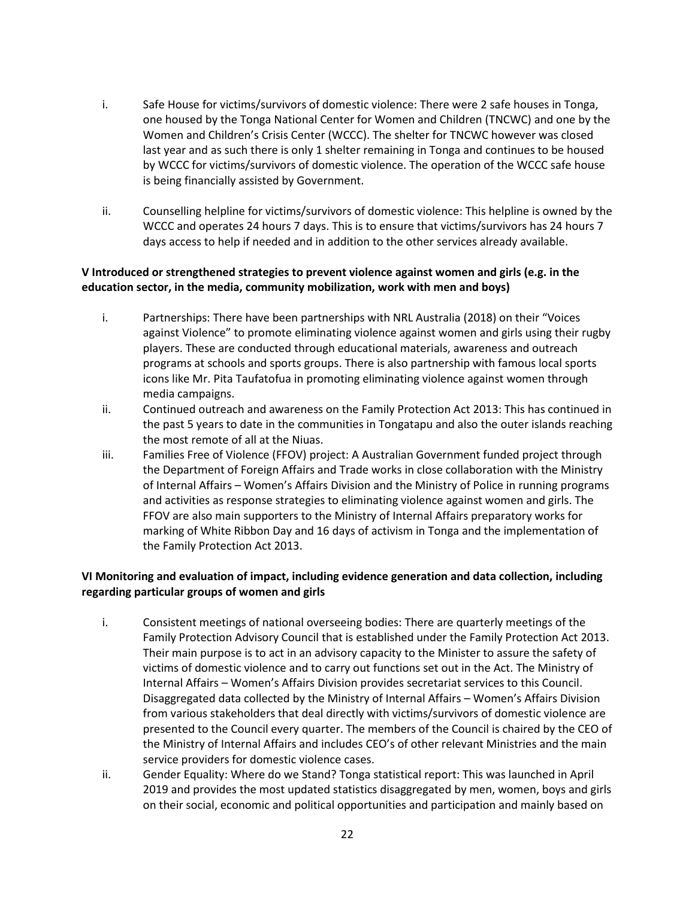i. Safe House for victims/survivors of domestic violence: There were 2 safe houses in Tonga, one housed by the Tonga National Center for Women and Children (TNCWC) and one by the Women and Children's Crisis Center (WCCC). The shelter for TNCWC however was closed last year and as such there is only 1 shelter remaining in Tonga and continues to be housed by WCCC for victims/survivors of domestic violence. The operation of the WCCC safe house is being financially assisted by Government.

ii. Counselling helpline for victims/survivors of domestic violence: This helpline is owned by the WCCC and operates 24 hours 7 days. This is to ensure that victims/survivors has 24 hours 7 days access to help if needed and in addition to the other services already available.

**V Introduced or strengthened strategies to prevent violence against women and girls (e.g. in the education sector, in the media, community mobilization, work with men and boys)**

i. Partnerships: There have been partnerships with NRL Australia (2018) on their "Voices against Violence" to promote eliminating violence against women and girls using their rugby players. These are conducted through educational materials, awareness and outreach programs at schools and sports groups. There is also partnership with famous local sports icons like Mr. Pita Taufatofua in promoting eliminating violence against women through media campaigns.

ii. Continued outreach and awareness on the Family Protection Act 2013: This has continued in the past 5 years to date in the communities in Tongatapu and also the outer islands reaching the most remote of all at the Niuas.

iii. Families Free of Violence (FFOV) project: A Australian Government funded project through the Department of Foreign Affairs and Trade works in close collaboration with the Ministry of Internal Affairs – Women's Affairs Division and the Ministry of Police in running programs and activities as response strategies to eliminating violence against women and girls. The FFOV are also main supporters to the Ministry of Internal Affairs preparatory works for marking of White Ribbon Day and 16 days of activism in Tonga and the implementation of the Family Protection Act 2013.

**VI Monitoring and evaluation of impact, including evidence generation and data collection, including regarding particular groups of women and girls**

i. Consistent meetings of national overseeing bodies: There are quarterly meetings of the Family Protection Advisory Council that is established under the Family Protection Act 2013. Their main purpose is to act in an advisory capacity to the Minister to assure the safety of victims of domestic violence and to carry out functions set out in the Act. The Ministry of Internal Affairs – Women's Affairs Division provides secretariat services to this Council. Disaggregated data collected by the Ministry of Internal Affairs – Women's Affairs Division from various stakeholders that deal directly with victims/survivors of domestic violence are presented to the Council every quarter. The members of the Council is chaired by the CEO of the Ministry of Internal Affairs and includes CEO's of other relevant Ministries and the main service providers for domestic violence cases.

ii. Gender Equality: Where do we Stand? Tonga statistical report: This was launched in April 2019 and provides the most updated statistics disaggregated by men, women, boys and girls on their social, economic and political opportunities and participation and mainly based on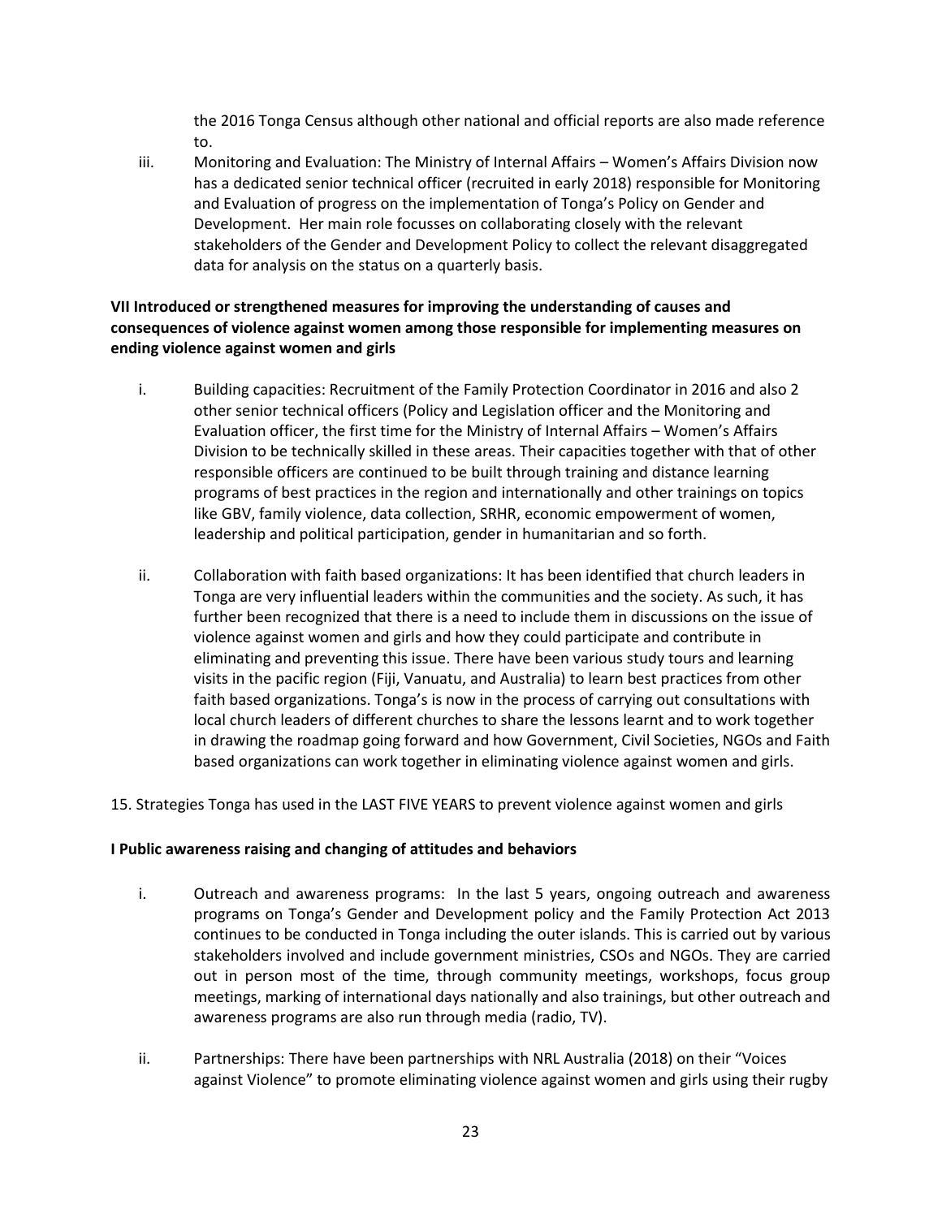the 2016 Tonga Census although other national and official reports are also made reference to.

iii. Monitoring and Evaluation: The Ministry of Internal Affairs – Women's Affairs Division now has a dedicated senior technical officer (recruited in early 2018) responsible for Monitoring and Evaluation of progress on the implementation of Tonga's Policy on Gender and Development. Her main role focusses on collaborating closely with the relevant stakeholders of the Gender and Development Policy to collect the relevant disaggregated data for analysis on the status on a quarterly basis.

**VII Introduced or strengthened measures for improving the understanding of causes and consequences of violence against women among those responsible for implementing measures on ending violence against women and girls**

i. Building capacities: Recruitment of the Family Protection Coordinator in 2016 and also 2 other senior technical officers (Policy and Legislation officer and the Monitoring and Evaluation officer, the first time for the Ministry of Internal Affairs – Women's Affairs Division to be technically skilled in these areas. Their capacities together with that of other responsible officers are continued to be built through training and distance learning programs of best practices in the region and internationally and other trainings on topics like GBV, family violence, data collection, SRHR, economic empowerment of women, leadership and political participation, gender in humanitarian and so forth.

ii. Collaboration with faith based organizations: It has been identified that church leaders in Tonga are very influential leaders within the communities and the society. As such, it has further been recognized that there is a need to include them in discussions on the issue of violence against women and girls and how they could participate and contribute in eliminating and preventing this issue. There have been various study tours and learning visits in the pacific region (Fiji, Vanuatu, and Australia) to learn best practices from other faith based organizations. Tonga's is now in the process of carrying out consultations with local church leaders of different churches to share the lessons learnt and to work together in drawing the roadmap going forward and how Government, Civil Societies, NGOs and Faith based organizations can work together in eliminating violence against women and girls.

15. Strategies Tonga has used in the LAST FIVE YEARS to prevent violence against women and girls

**I Public awareness raising and changing of attitudes and behaviors**

i. Outreach and awareness programs: In the last 5 years, ongoing outreach and awareness programs on Tonga's Gender and Development policy and the Family Protection Act 2013 continues to be conducted in Tonga including the outer islands. This is carried out by various stakeholders involved and include government ministries, CSOs and NGOs. They are carried out in person most of the time, through community meetings, workshops, focus group meetings, marking of international days nationally and also trainings, but other outreach and awareness programs are also run through media (radio, TV).

ii. Partnerships: There have been partnerships with NRL Australia (2018) on their "Voices against Violence" to promote eliminating violence against women and girls using their rugby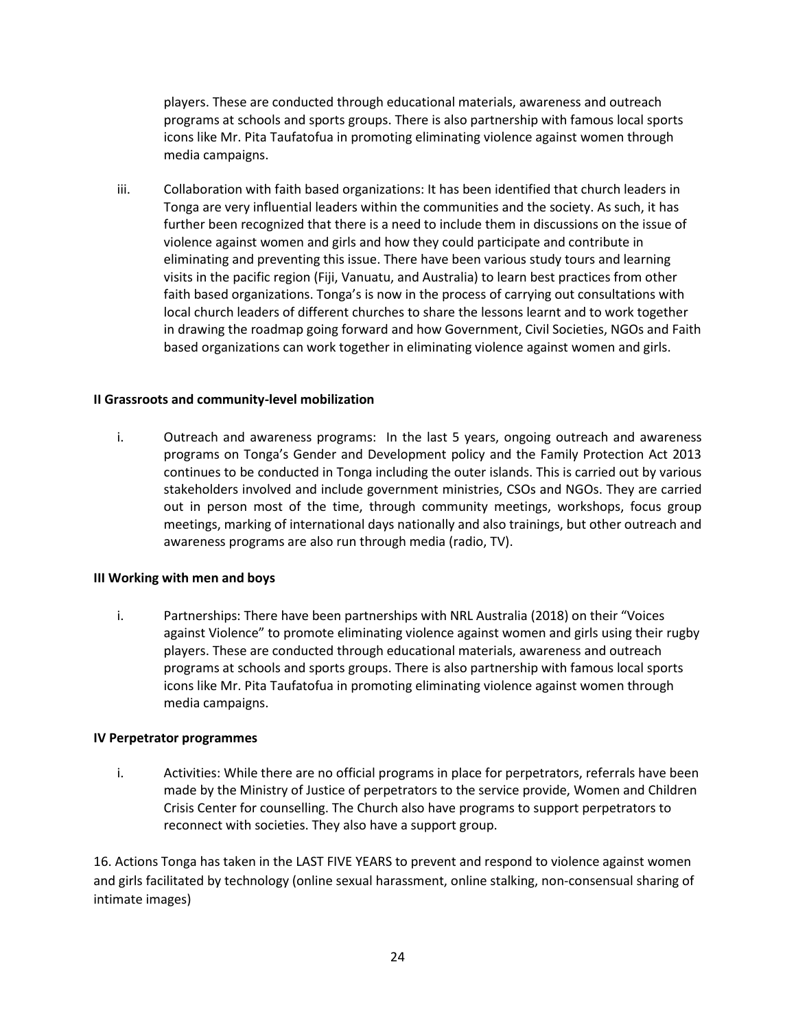players. These are conducted through educational materials, awareness and outreach programs at schools and sports groups. There is also partnership with famous local sports icons like Mr. Pita Taufatofua in promoting eliminating violence against women through media campaigns.

iii. Collaboration with faith based organizations: It has been identified that church leaders in Tonga are very influential leaders within the communities and the society. As such, it has further been recognized that there is a need to include them in discussions on the issue of violence against women and girls and how they could participate and contribute in eliminating and preventing this issue. There have been various study tours and learning visits in the pacific region (Fiji, Vanuatu, and Australia) to learn best practices from other faith based organizations. Tonga's is now in the process of carrying out consultations with local church leaders of different churches to share the lessons learnt and to work together in drawing the roadmap going forward and how Government, Civil Societies, NGOs and Faith based organizations can work together in eliminating violence against women and girls.

**II Grassroots and community-level mobilization**

i. Outreach and awareness programs: In the last 5 years, ongoing outreach and awareness programs on Tonga's Gender and Development policy and the Family Protection Act 2013 continues to be conducted in Tonga including the outer islands. This is carried out by various stakeholders involved and include government ministries, CSOs and NGOs. They are carried out in person most of the time, through community meetings, workshops, focus group meetings, marking of international days nationally and also trainings, but other outreach and awareness programs are also run through media (radio, TV).

**III Working with men and boys**

i. Partnerships: There have been partnerships with NRL Australia (2018) on their "Voices against Violence" to promote eliminating violence against women and girls using their rugby players. These are conducted through educational materials, awareness and outreach programs at schools and sports groups. There is also partnership with famous local sports icons like Mr. Pita Taufatofua in promoting eliminating violence against women through media campaigns.

**IV Perpetrator programmes**

i. Activities: While there are no official programs in place for perpetrators, referrals have been made by the Ministry of Justice of perpetrators to the service provide, Women and Children Crisis Center for counselling. The Church also have programs to support perpetrators to reconnect with societies. They also have a support group.

16. Actions Tonga has taken in the LAST FIVE YEARS to prevent and respond to violence against women and girls facilitated by technology (online sexual harassment, online stalking, non-consensual sharing of intimate images)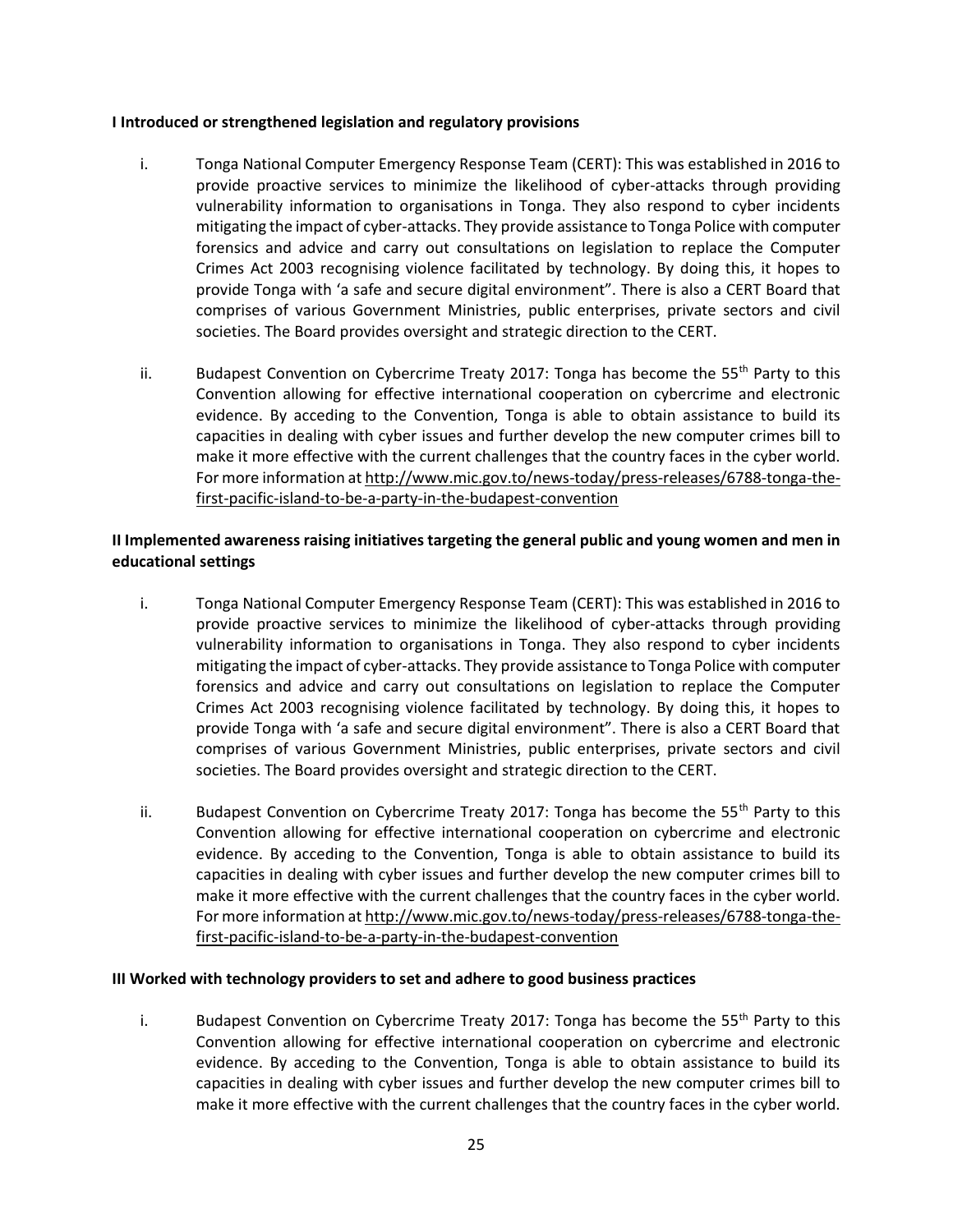**I Introduced or strengthened legislation and regulatory provisions**

i. Tonga National Computer Emergency Response Team (CERT): This was established in 2016 to provide proactive services to minimize the likelihood of cyber-attacks through providing vulnerability information to organisations in Tonga. They also respond to cyber incidents mitigating the impact of cyber-attacks. They provide assistance to Tonga Police with computer forensics and advice and carry out consultations on legislation to replace the Computer Crimes Act 2003 recognising violence facilitated by technology. By doing this, it hopes to provide Tonga with 'a safe and secure digital environment". There is also a CERT Board that comprises of various Government Ministries, public enterprises, private sectors and civil societies. The Board provides oversight and strategic direction to the CERT.

ii. Budapest Convention on Cybercrime Treaty 2017: Tonga has become the 55th Party to this Convention allowing for effective international cooperation on cybercrime and electronic evidence. By acceding to the Convention, Tonga is able to obtain assistance to build its capacities in dealing with cyber issues and further develop the new computer crimes bill to make it more effective with the current challenges that the country faces in the cyber world. For more information at http://www.mic.gov.to/news-today/press-releases/6788-tonga-the-first-pacific-island-to-be-a-party-in-the-budapest-convention

**II Implemented awareness raising initiatives targeting the general public and young women and men in educational settings**

i. Tonga National Computer Emergency Response Team (CERT): This was established in 2016 to provide proactive services to minimize the likelihood of cyber-attacks through providing vulnerability information to organisations in Tonga. They also respond to cyber incidents mitigating the impact of cyber-attacks. They provide assistance to Tonga Police with computer forensics and advice and carry out consultations on legislation to replace the Computer Crimes Act 2003 recognising violence facilitated by technology. By doing this, it hopes to provide Tonga with 'a safe and secure digital environment". There is also a CERT Board that comprises of various Government Ministries, public enterprises, private sectors and civil societies. The Board provides oversight and strategic direction to the CERT.

ii. Budapest Convention on Cybercrime Treaty 2017: Tonga has become the 55th Party to this Convention allowing for effective international cooperation on cybercrime and electronic evidence. By acceding to the Convention, Tonga is able to obtain assistance to build its capacities in dealing with cyber issues and further develop the new computer crimes bill to make it more effective with the current challenges that the country faces in the cyber world. For more information at http://www.mic.gov.to/news-today/press-releases/6788-tonga-the-first-pacific-island-to-be-a-party-in-the-budapest-convention

**III Worked with technology providers to set and adhere to good business practices**

i. Budapest Convention on Cybercrime Treaty 2017: Tonga has become the 55th Party to this Convention allowing for effective international cooperation on cybercrime and electronic evidence. By acceding to the Convention, Tonga is able to obtain assistance to build its capacities in dealing with cyber issues and further develop the new computer crimes bill to make it more effective with the current challenges that the country faces in the cyber world.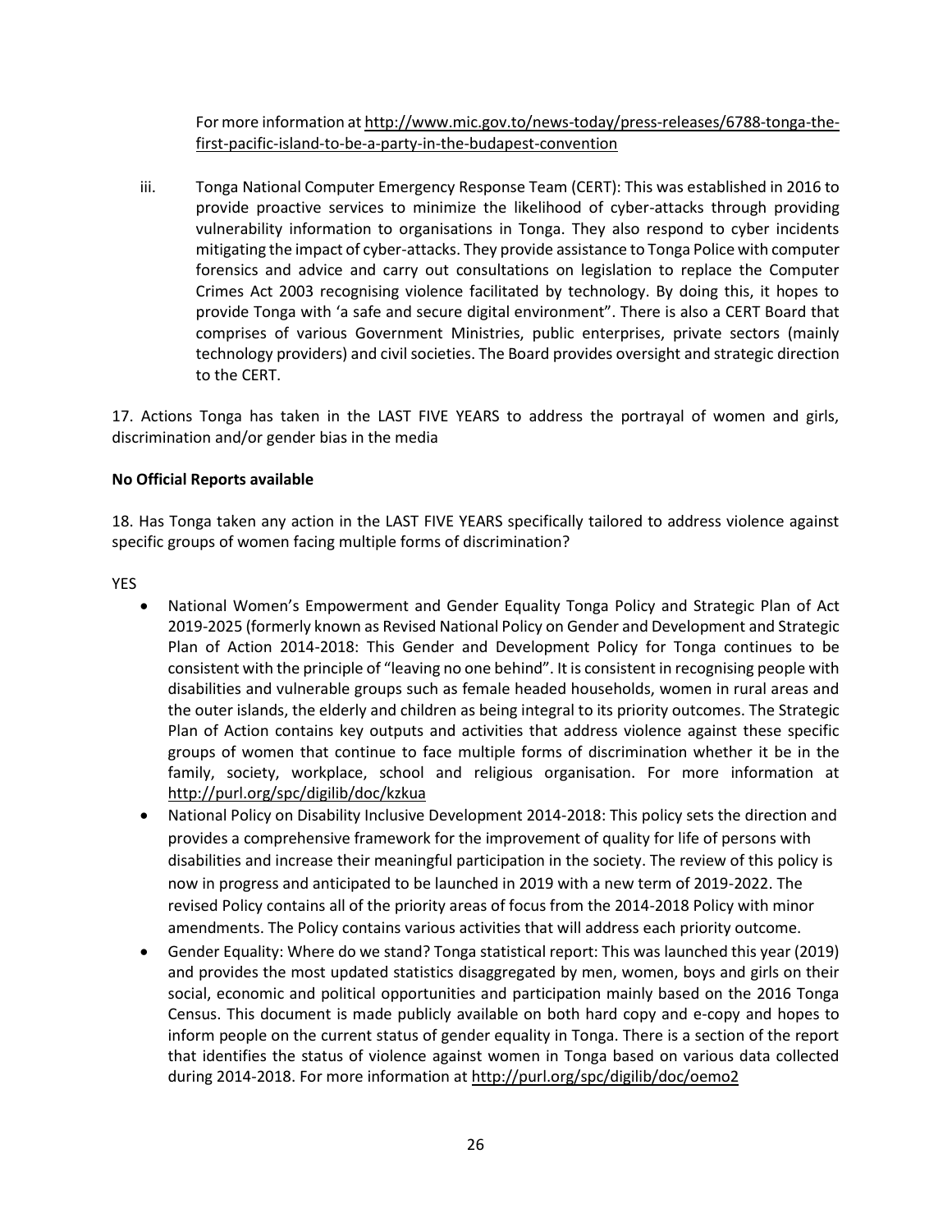For more information at http://www.mic.gov.to/news-today/press-releases/6788-tonga-the-first-pacific-island-to-be-a-party-in-the-budapest-convention

iii. Tonga National Computer Emergency Response Team (CERT): This was established in 2016 to provide proactive services to minimize the likelihood of cyber-attacks through providing vulnerability information to organisations in Tonga. They also respond to cyber incidents mitigating the impact of cyber-attacks. They provide assistance to Tonga Police with computer forensics and advice and carry out consultations on legislation to replace the Computer Crimes Act 2003 recognising violence facilitated by technology. By doing this, it hopes to provide Tonga with 'a safe and secure digital environment". There is also a CERT Board that comprises of various Government Ministries, public enterprises, private sectors (mainly technology providers) and civil societies. The Board provides oversight and strategic direction to the CERT.

17. Actions Tonga has taken in the LAST FIVE YEARS to address the portrayal of women and girls, discrimination and/or gender bias in the media

**No Official Reports available**

18. Has Tonga taken any action in the LAST FIVE YEARS specifically tailored to address violence against specific groups of women facing multiple forms of discrimination?

YES

- National Women's Empowerment and Gender Equality Tonga Policy and Strategic Plan of Act 2019-2025 (formerly known as Revised National Policy on Gender and Development and Strategic Plan of Action 2014-2018: This Gender and Development Policy for Tonga continues to be consistent with the principle of "leaving no one behind". It is consistent in recognising people with disabilities and vulnerable groups such as female headed households, women in rural areas and the outer islands, the elderly and children as being integral to its priority outcomes. The Strategic Plan of Action contains key outputs and activities that address violence against these specific groups of women that continue to face multiple forms of discrimination whether it be in the family, society, workplace, school and religious organisation. For more information at http://purl.org/spc/digilib/doc/kzkua
- National Policy on Disability Inclusive Development 2014-2018: This policy sets the direction and provides a comprehensive framework for the improvement of quality for life of persons with disabilities and increase their meaningful participation in the society. The review of this policy is now in progress and anticipated to be launched in 2019 with a new term of 2019-2022. The revised Policy contains all of the priority areas of focus from the 2014-2018 Policy with minor amendments. The Policy contains various activities that will address each priority outcome.
- Gender Equality: Where do we stand? Tonga statistical report: This was launched this year (2019) and provides the most updated statistics disaggregated by men, women, boys and girls on their social, economic and political opportunities and participation mainly based on the 2016 Tonga Census. This document is made publicly available on both hard copy and e-copy and hopes to inform people on the current status of gender equality in Tonga. There is a section of the report that identifies the status of violence against women in Tonga based on various data collected during 2014-2018. For more information at http://purl.org/spc/digilib/doc/oemo2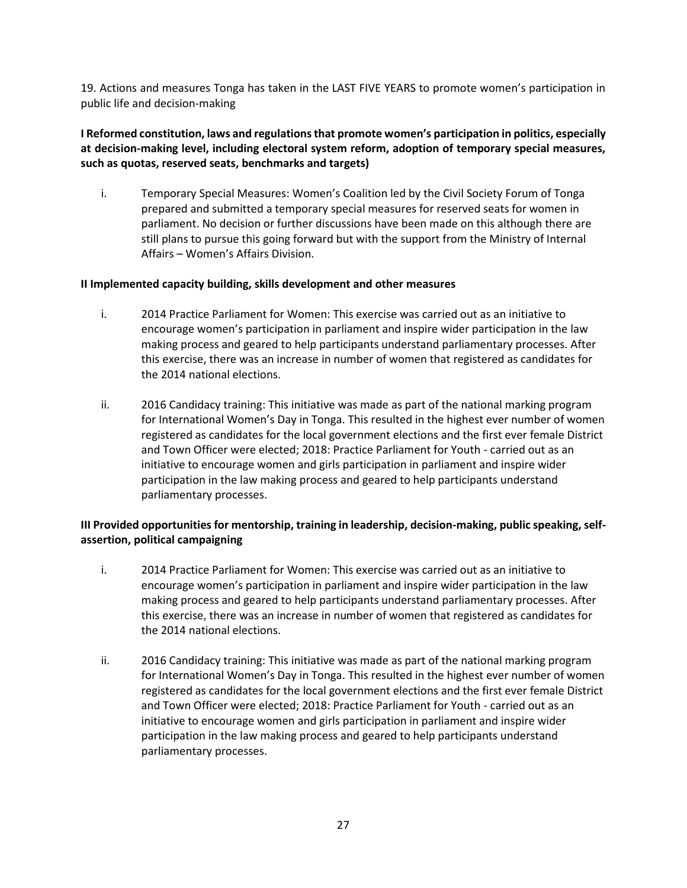19. Actions and measures Tonga has taken in the LAST FIVE YEARS to promote women's participation in public life and decision-making

**I Reformed constitution, laws and regulations that promote women's participation in politics, especially at decision-making level, including electoral system reform, adoption of temporary special measures, such as quotas, reserved seats, benchmarks and targets)**

i. Temporary Special Measures: Women's Coalition led by the Civil Society Forum of Tonga prepared and submitted a temporary special measures for reserved seats for women in parliament. No decision or further discussions have been made on this although there are still plans to pursue this going forward but with the support from the Ministry of Internal Affairs – Women's Affairs Division.

**II Implemented capacity building, skills development and other measures**

i. 2014 Practice Parliament for Women: This exercise was carried out as an initiative to encourage women's participation in parliament and inspire wider participation in the law making process and geared to help participants understand parliamentary processes. After this exercise, there was an increase in number of women that registered as candidates for the 2014 national elections.

ii. 2016 Candidacy training: This initiative was made as part of the national marking program for International Women's Day in Tonga. This resulted in the highest ever number of women registered as candidates for the local government elections and the first ever female District and Town Officer were elected; 2018: Practice Parliament for Youth - carried out as an initiative to encourage women and girls participation in parliament and inspire wider participation in the law making process and geared to help participants understand parliamentary processes.

**III Provided opportunities for mentorship, training in leadership, decision-making, public speaking, self-assertion, political campaigning**

i. 2014 Practice Parliament for Women: This exercise was carried out as an initiative to encourage women's participation in parliament and inspire wider participation in the law making process and geared to help participants understand parliamentary processes. After this exercise, there was an increase in number of women that registered as candidates for the 2014 national elections.

ii. 2016 Candidacy training: This initiative was made as part of the national marking program for International Women's Day in Tonga. This resulted in the highest ever number of women registered as candidates for the local government elections and the first ever female District and Town Officer were elected; 2018: Practice Parliament for Youth - carried out as an initiative to encourage women and girls participation in parliament and inspire wider participation in the law making process and geared to help participants understand parliamentary processes.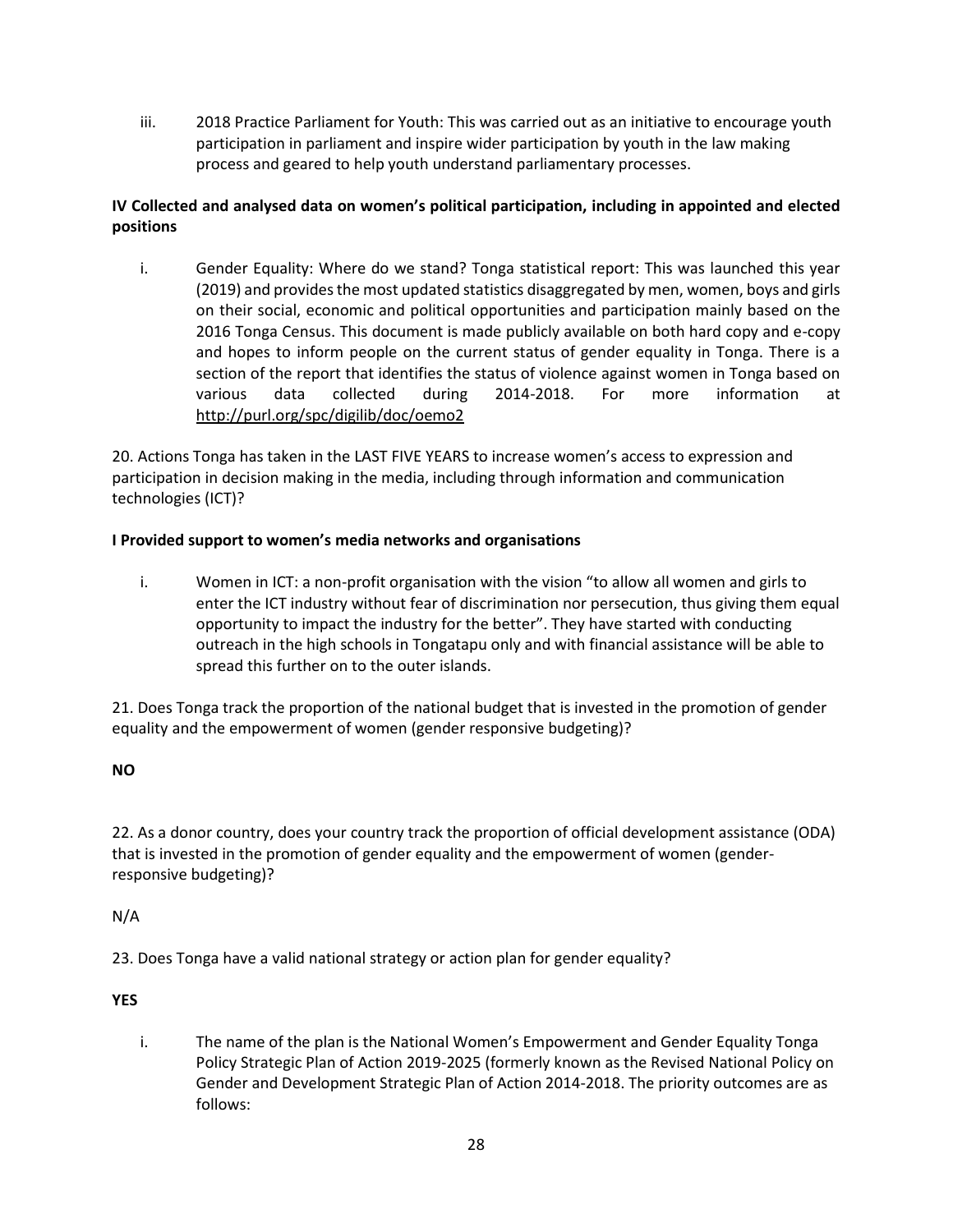iii. 2018 Practice Parliament for Youth: This was carried out as an initiative to encourage youth participation in parliament and inspire wider participation by youth in the law making process and geared to help youth understand parliamentary processes.

**IV Collected and analysed data on women's political participation, including in appointed and elected positions**

i. Gender Equality: Where do we stand? Tonga statistical report: This was launched this year (2019) and provides the most updated statistics disaggregated by men, women, boys and girls on their social, economic and political opportunities and participation mainly based on the 2016 Tonga Census. This document is made publicly available on both hard copy and e-copy and hopes to inform people on the current status of gender equality in Tonga. There is a section of the report that identifies the status of violence against women in Tonga based on various data collected during 2014-2018. For more information at http://purl.org/spc/digilib/doc/oemo2

20. Actions Tonga has taken in the LAST FIVE YEARS to increase women's access to expression and participation in decision making in the media, including through information and communication technologies (ICT)?

**I Provided support to women's media networks and organisations**

i. Women in ICT: a non-profit organisation with the vision "to allow all women and girls to enter the ICT industry without fear of discrimination nor persecution, thus giving them equal opportunity to impact the industry for the better". They have started with conducting outreach in the high schools in Tongatapu only and with financial assistance will be able to spread this further on to the outer islands.

21. Does Tonga track the proportion of the national budget that is invested in the promotion of gender equality and the empowerment of women (gender responsive budgeting)?

**NO**

22. As a donor country, does your country track the proportion of official development assistance (ODA) that is invested in the promotion of gender equality and the empowerment of women (gender-responsive budgeting)?

N/A

23. Does Tonga have a valid national strategy or action plan for gender equality?

**YES**

i. The name of the plan is the National Women's Empowerment and Gender Equality Tonga Policy Strategic Plan of Action 2019-2025 (formerly known as the Revised National Policy on Gender and Development Strategic Plan of Action 2014-2018. The priority outcomes are as follows: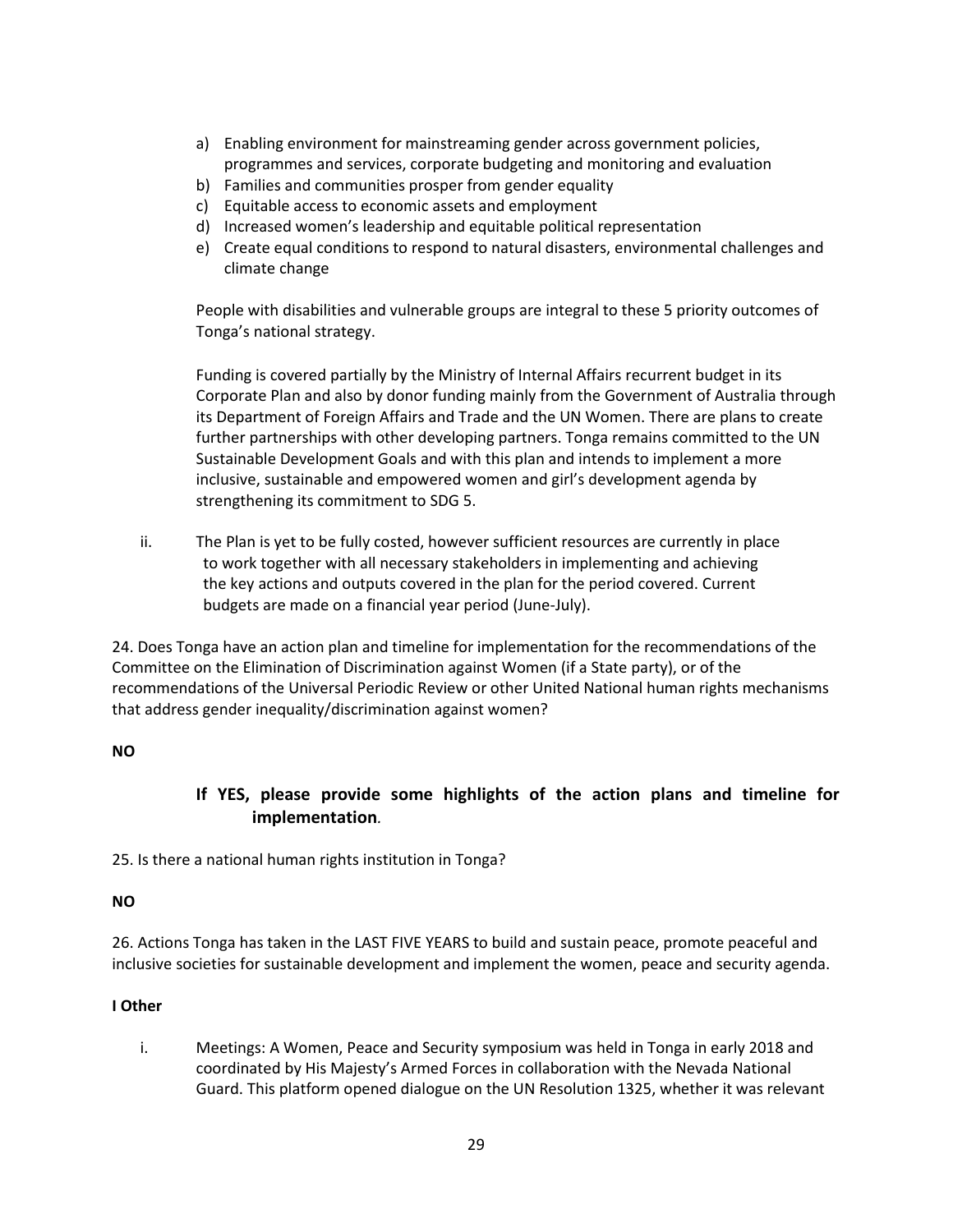a) Enabling environment for mainstreaming gender across government policies, programmes and services, corporate budgeting and monitoring and evaluation
b) Families and communities prosper from gender equality
c) Equitable access to economic assets and employment
d) Increased women's leadership and equitable political representation
e) Create equal conditions to respond to natural disasters, environmental challenges and climate change

People with disabilities and vulnerable groups are integral to these 5 priority outcomes of Tonga's national strategy.

Funding is covered partially by the Ministry of Internal Affairs recurrent budget in its Corporate Plan and also by donor funding mainly from the Government of Australia through its Department of Foreign Affairs and Trade and the UN Women. There are plans to create further partnerships with other developing partners. Tonga remains committed to the UN Sustainable Development Goals and with this plan and intends to implement a more inclusive, sustainable and empowered women and girl's development agenda by strengthening its commitment to SDG 5.

ii. The Plan is yet to be fully costed, however sufficient resources are currently in place to work together with all necessary stakeholders in implementing and achieving the key actions and outputs covered in the plan for the period covered. Current budgets are made on a financial year period (June-July).

24. Does Tonga have an action plan and timeline for implementation for the recommendations of the Committee on the Elimination of Discrimination against Women (if a State party), or of the recommendations of the Universal Periodic Review or other United National human rights mechanisms that address gender inequality/discrimination against women?

**NO**

**If YES, please provide some highlights of the action plans and timeline for implementation.**

25. Is there a national human rights institution in Tonga?

**NO**

26. Actions Tonga has taken in the LAST FIVE YEARS to build and sustain peace, promote peaceful and inclusive societies for sustainable development and implement the women, peace and security agenda.

**I Other**

i. Meetings: A Women, Peace and Security symposium was held in Tonga in early 2018 and coordinated by His Majesty's Armed Forces in collaboration with the Nevada National Guard. This platform opened dialogue on the UN Resolution 1325, whether it was relevant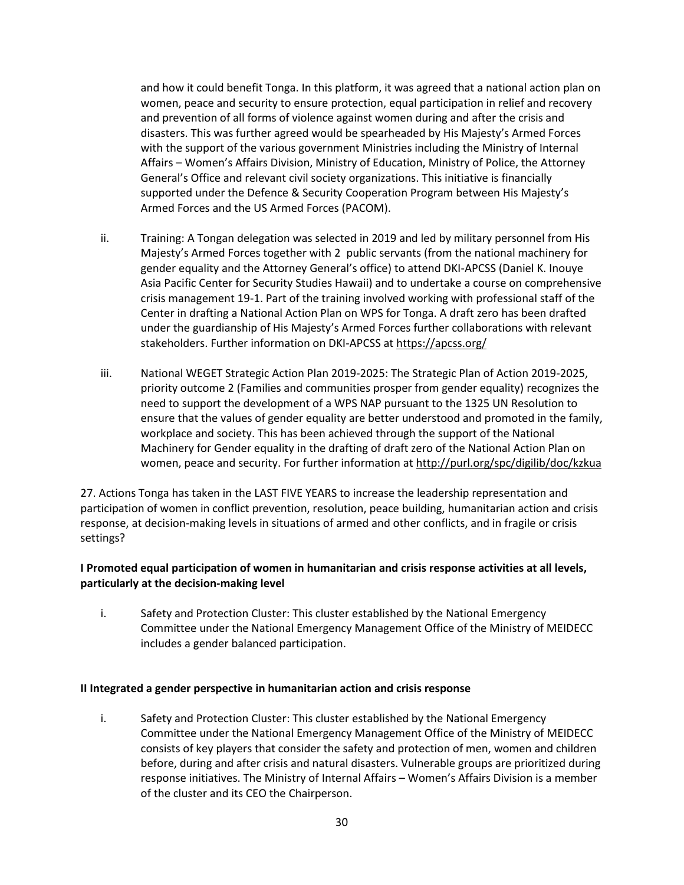and how it could benefit Tonga. In this platform, it was agreed that a national action plan on women, peace and security to ensure protection, equal participation in relief and recovery and prevention of all forms of violence against women during and after the crisis and disasters. This was further agreed would be spearheaded by His Majesty's Armed Forces with the support of the various government Ministries including the Ministry of Internal Affairs – Women's Affairs Division, Ministry of Education, Ministry of Police, the Attorney General's Office and relevant civil society organizations. This initiative is financially supported under the Defence & Security Cooperation Program between His Majesty's Armed Forces and the US Armed Forces (PACOM).

ii. Training: A Tongan delegation was selected in 2019 and led by military personnel from His Majesty's Armed Forces together with 2 public servants (from the national machinery for gender equality and the Attorney General's office) to attend DKI-APCSS (Daniel K. Inouye Asia Pacific Center for Security Studies Hawaii) and to undertake a course on comprehensive crisis management 19-1. Part of the training involved working with professional staff of the Center in drafting a National Action Plan on WPS for Tonga. A draft zero has been drafted under the guardianship of His Majesty's Armed Forces further collaborations with relevant stakeholders. Further information on DKI-APCSS at https://apcss.org/

iii. National WEGET Strategic Action Plan 2019-2025: The Strategic Plan of Action 2019-2025, priority outcome 2 (Families and communities prosper from gender equality) recognizes the need to support the development of a WPS NAP pursuant to the 1325 UN Resolution to ensure that the values of gender equality are better understood and promoted in the family, workplace and society. This has been achieved through the support of the National Machinery for Gender equality in the drafting of draft zero of the National Action Plan on women, peace and security. For further information at http://purl.org/spc/digilib/doc/kzkua

27. Actions Tonga has taken in the LAST FIVE YEARS to increase the leadership representation and participation of women in conflict prevention, resolution, peace building, humanitarian action and crisis response, at decision-making levels in situations of armed and other conflicts, and in fragile or crisis settings?

**I Promoted equal participation of women in humanitarian and crisis response activities at all levels, particularly at the decision-making level**

i. Safety and Protection Cluster: This cluster established by the National Emergency Committee under the National Emergency Management Office of the Ministry of MEIDECC includes a gender balanced participation.

**II Integrated a gender perspective in humanitarian action and crisis response**

i. Safety and Protection Cluster: This cluster established by the National Emergency Committee under the National Emergency Management Office of the Ministry of MEIDECC consists of key players that consider the safety and protection of men, women and children before, during and after crisis and natural disasters. Vulnerable groups are prioritized during response initiatives. The Ministry of Internal Affairs – Women's Affairs Division is a member of the cluster and its CEO the Chairperson.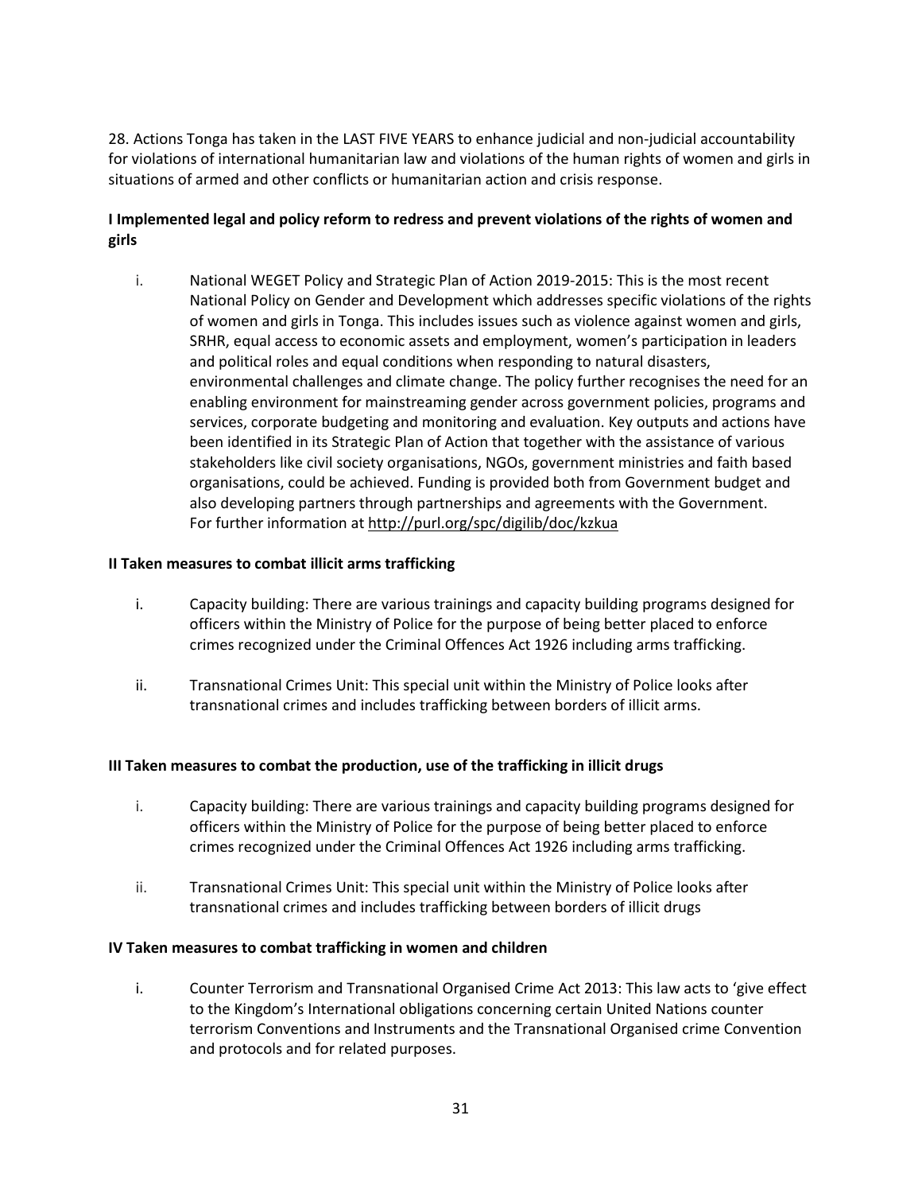28. Actions Tonga has taken in the LAST FIVE YEARS to enhance judicial and non-judicial accountability for violations of international humanitarian law and violations of the human rights of women and girls in situations of armed and other conflicts or humanitarian action and crisis response.

**I Implemented legal and policy reform to redress and prevent violations of the rights of women and girls**

i. National WEGET Policy and Strategic Plan of Action 2019-2015: This is the most recent National Policy on Gender and Development which addresses specific violations of the rights of women and girls in Tonga. This includes issues such as violence against women and girls, SRHR, equal access to economic assets and employment, women's participation in leaders and political roles and equal conditions when responding to natural disasters, environmental challenges and climate change. The policy further recognises the need for an enabling environment for mainstreaming gender across government policies, programs and services, corporate budgeting and monitoring and evaluation. Key outputs and actions have been identified in its Strategic Plan of Action that together with the assistance of various stakeholders like civil society organisations, NGOs, government ministries and faith based organisations, could be achieved. Funding is provided both from Government budget and also developing partners through partnerships and agreements with the Government. For further information at http://purl.org/spc/digilib/doc/kzkua

**II Taken measures to combat illicit arms trafficking**

i. Capacity building: There are various trainings and capacity building programs designed for officers within the Ministry of Police for the purpose of being better placed to enforce crimes recognized under the Criminal Offences Act 1926 including arms trafficking.

ii. Transnational Crimes Unit: This special unit within the Ministry of Police looks after transnational crimes and includes trafficking between borders of illicit arms.

**III Taken measures to combat the production, use of the trafficking in illicit drugs**

i. Capacity building: There are various trainings and capacity building programs designed for officers within the Ministry of Police for the purpose of being better placed to enforce crimes recognized under the Criminal Offences Act 1926 including arms trafficking.

ii. Transnational Crimes Unit: This special unit within the Ministry of Police looks after transnational crimes and includes trafficking between borders of illicit drugs

**IV Taken measures to combat trafficking in women and children**

i. Counter Terrorism and Transnational Organised Crime Act 2013: This law acts to 'give effect to the Kingdom's International obligations concerning certain United Nations counter terrorism Conventions and Instruments and the Transnational Organised crime Convention and protocols and for related purposes.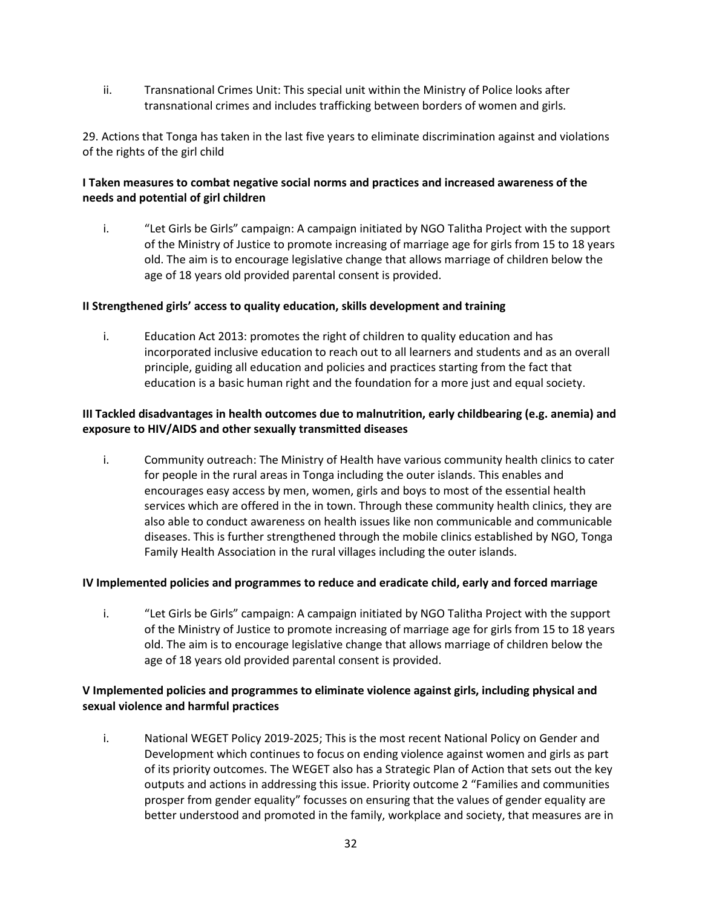ii. Transnational Crimes Unit: This special unit within the Ministry of Police looks after transnational crimes and includes trafficking between borders of women and girls.

29. Actions that Tonga has taken in the last five years to eliminate discrimination against and violations of the rights of the girl child

**I Taken measures to combat negative social norms and practices and increased awareness of the needs and potential of girl children**

i. "Let Girls be Girls" campaign: A campaign initiated by NGO Talitha Project with the support of the Ministry of Justice to promote increasing of marriage age for girls from 15 to 18 years old. The aim is to encourage legislative change that allows marriage of children below the age of 18 years old provided parental consent is provided.

**II Strengthened girls' access to quality education, skills development and training**

i. Education Act 2013: promotes the right of children to quality education and has incorporated inclusive education to reach out to all learners and students and as an overall principle, guiding all education and policies and practices starting from the fact that education is a basic human right and the foundation for a more just and equal society.

**III Tackled disadvantages in health outcomes due to malnutrition, early childbearing (e.g. anemia) and exposure to HIV/AIDS and other sexually transmitted diseases**

i. Community outreach: The Ministry of Health have various community health clinics to cater for people in the rural areas in Tonga including the outer islands. This enables and encourages easy access by men, women, girls and boys to most of the essential health services which are offered in the in town. Through these community health clinics, they are also able to conduct awareness on health issues like non communicable and communicable diseases. This is further strengthened through the mobile clinics established by NGO, Tonga Family Health Association in the rural villages including the outer islands.

**IV Implemented policies and programmes to reduce and eradicate child, early and forced marriage**

i. "Let Girls be Girls" campaign: A campaign initiated by NGO Talitha Project with the support of the Ministry of Justice to promote increasing of marriage age for girls from 15 to 18 years old. The aim is to encourage legislative change that allows marriage of children below the age of 18 years old provided parental consent is provided.

**V Implemented policies and programmes to eliminate violence against girls, including physical and sexual violence and harmful practices**

i. National WEGET Policy 2019-2025; This is the most recent National Policy on Gender and Development which continues to focus on ending violence against women and girls as part of its priority outcomes. The WEGET also has a Strategic Plan of Action that sets out the key outputs and actions in addressing this issue. Priority outcome 2 "Families and communities prosper from gender equality" focusses on ensuring that the values of gender equality are better understood and promoted in the family, workplace and society, that measures are in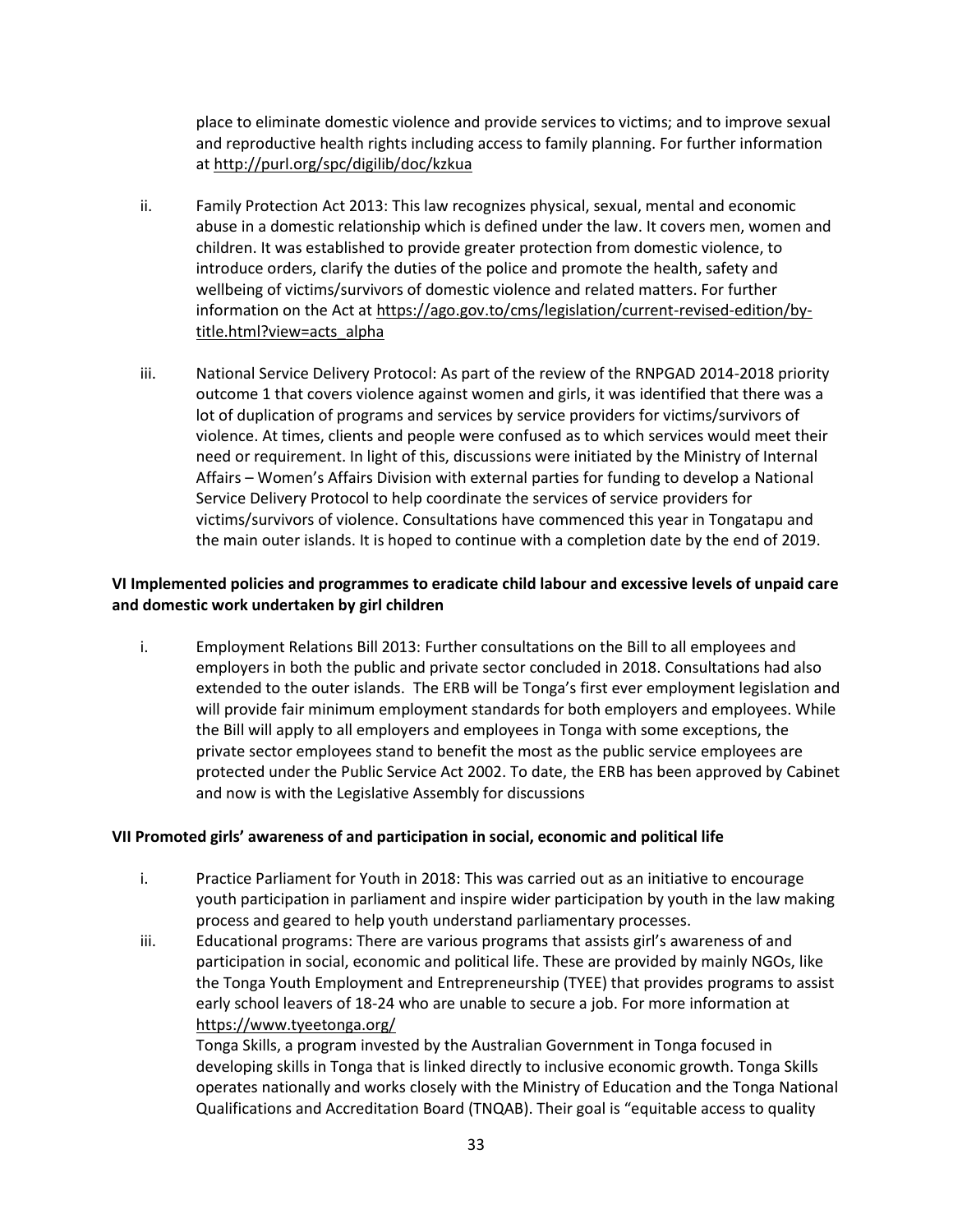place to eliminate domestic violence and provide services to victims; and to improve sexual and reproductive health rights including access to family planning. For further information at http://purl.org/spc/digilib/doc/kzkua

ii. Family Protection Act 2013: This law recognizes physical, sexual, mental and economic abuse in a domestic relationship which is defined under the law. It covers men, women and children. It was established to provide greater protection from domestic violence, to introduce orders, clarify the duties of the police and promote the health, safety and wellbeing of victims/survivors of domestic violence and related matters. For further information on the Act at https://ago.gov.to/cms/legislation/current-revised-edition/by-title.html?view=acts_alpha

iii. National Service Delivery Protocol: As part of the review of the RNPGAD 2014-2018 priority outcome 1 that covers violence against women and girls, it was identified that there was a lot of duplication of programs and services by service providers for victims/survivors of violence. At times, clients and people were confused as to which services would meet their need or requirement. In light of this, discussions were initiated by the Ministry of Internal Affairs – Women's Affairs Division with external parties for funding to develop a National Service Delivery Protocol to help coordinate the services of service providers for victims/survivors of violence. Consultations have commenced this year in Tongatapu and the main outer islands. It is hoped to continue with a completion date by the end of 2019.

**VI Implemented policies and programmes to eradicate child labour and excessive levels of unpaid care and domestic work undertaken by girl children**

i. Employment Relations Bill 2013: Further consultations on the Bill to all employees and employers in both the public and private sector concluded in 2018. Consultations had also extended to the outer islands. The ERB will be Tonga's first ever employment legislation and will provide fair minimum employment standards for both employers and employees. While the Bill will apply to all employers and employees in Tonga with some exceptions, the private sector employees stand to benefit the most as the public service employees are protected under the Public Service Act 2002. To date, the ERB has been approved by Cabinet and now is with the Legislative Assembly for discussions

**VII Promoted girls' awareness of and participation in social, economic and political life**

i. Practice Parliament for Youth in 2018: This was carried out as an initiative to encourage youth participation in parliament and inspire wider participation by youth in the law making process and geared to help youth understand parliamentary processes.

iii. Educational programs: There are various programs that assists girl's awareness of and participation in social, economic and political life. These are provided by mainly NGOs, like the Tonga Youth Employment and Entrepreneurship (TYEE) that provides programs to assist early school leavers of 18-24 who are unable to secure a job. For more information at https://www.tyeetonga.org/

Tonga Skills, a program invested by the Australian Government in Tonga focused in developing skills in Tonga that is linked directly to inclusive economic growth. Tonga Skills operates nationally and works closely with the Ministry of Education and the Tonga National Qualifications and Accreditation Board (TNQAB). Their goal is "equitable access to quality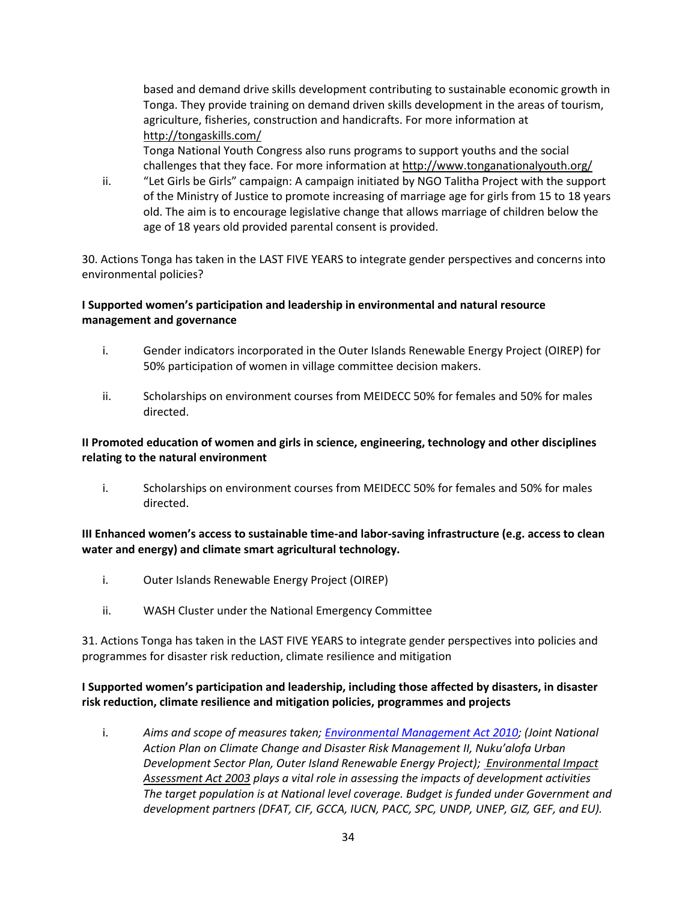based and demand drive skills development contributing to sustainable economic growth in Tonga. They provide training on demand driven skills development in the areas of tourism, agriculture, fisheries, construction and handicrafts. For more information at http://tongaskills.com/

Tonga National Youth Congress also runs programs to support youths and the social challenges that they face. For more information at http://www.tonganationalyouth.org/

ii. "Let Girls be Girls" campaign: A campaign initiated by NGO Talitha Project with the support of the Ministry of Justice to promote increasing of marriage age for girls from 15 to 18 years old. The aim is to encourage legislative change that allows marriage of children below the age of 18 years old provided parental consent is provided.

30. Actions Tonga has taken in the LAST FIVE YEARS to integrate gender perspectives and concerns into environmental policies?

**I Supported women's participation and leadership in environmental and natural resource management and governance**

i. Gender indicators incorporated in the Outer Islands Renewable Energy Project (OIREP) for 50% participation of women in village committee decision makers.

ii. Scholarships on environment courses from MEIDECC 50% for females and 50% for males directed.

**II Promoted education of women and girls in science, engineering, technology and other disciplines relating to the natural environment**

i. Scholarships on environment courses from MEIDECC 50% for females and 50% for males directed.

**III Enhanced women's access to sustainable time-and labor-saving infrastructure (e.g. access to clean water and energy) and climate smart agricultural technology.**

i. Outer Islands Renewable Energy Project (OIREP)

ii. WASH Cluster under the National Emergency Committee

31. Actions Tonga has taken in the LAST FIVE YEARS to integrate gender perspectives into policies and programmes for disaster risk reduction, climate resilience and mitigation

**I Supported women's participation and leadership, including those affected by disasters, in disaster risk reduction, climate resilience and mitigation policies, programmes and projects**

i. *Aims and scope of measures taken; Environmental Management Act 2010; (Joint National Action Plan on Climate Change and Disaster Risk Management II, Nuku'alofa Urban Development Sector Plan, Outer Island Renewable Energy Project); Environmental Impact Assessment Act 2003 plays a vital role in assessing the impacts of development activities The target population is at National level coverage. Budget is funded under Government and development partners (DFAT, CIF, GCCA, IUCN, PACC, SPC, UNDP, UNEP, GIZ, GEF, and EU).*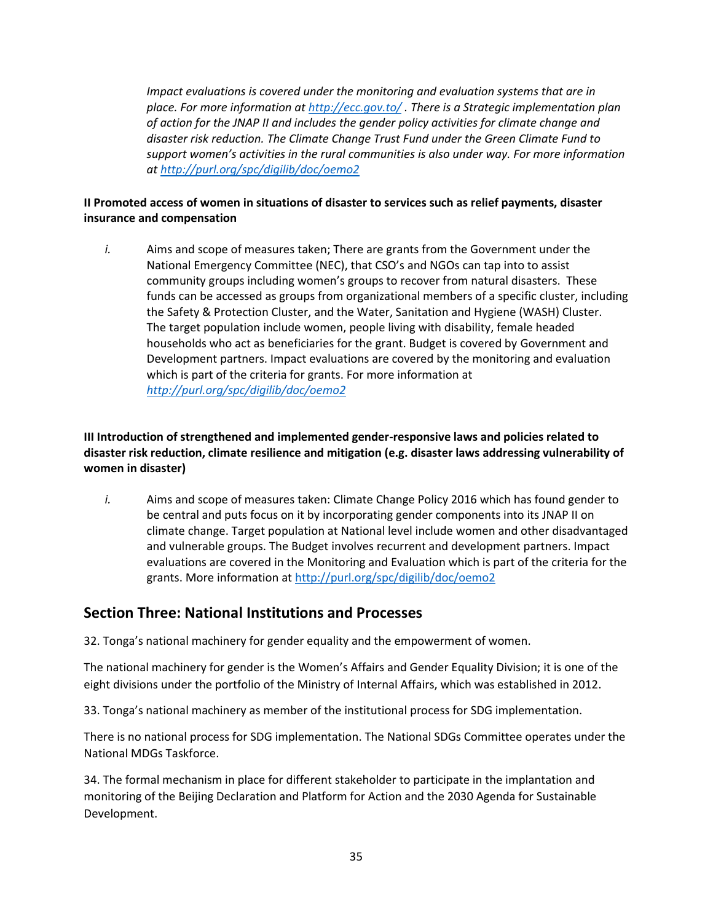*Impact evaluations is covered under the monitoring and evaluation systems that are in place. For more information at http://ecc.gov.to/ . There is a Strategic implementation plan of action for the JNAP II and includes the gender policy activities for climate change and disaster risk reduction. The Climate Change Trust Fund under the Green Climate Fund to support women's activities in the rural communities is also under way. For more information at http://purl.org/spc/digilib/doc/oemo2*

**II Promoted access of women in situations of disaster to services such as relief payments, disaster insurance and compensation**

*i.* Aims and scope of measures taken; There are grants from the Government under the National Emergency Committee (NEC), that CSO's and NGOs can tap into to assist community groups including women's groups to recover from natural disasters. These funds can be accessed as groups from organizational members of a specific cluster, including the Safety & Protection Cluster, and the Water, Sanitation and Hygiene (WASH) Cluster. The target population include women, people living with disability, female headed households who act as beneficiaries for the grant. Budget is covered by Government and Development partners. Impact evaluations are covered by the monitoring and evaluation which is part of the criteria for grants. For more information at *http://purl.org/spc/digilib/doc/oemo2*

**III Introduction of strengthened and implemented gender-responsive laws and policies related to disaster risk reduction, climate resilience and mitigation (e.g. disaster laws addressing vulnerability of women in disaster)**

*i.* Aims and scope of measures taken: Climate Change Policy 2016 which has found gender to be central and puts focus on it by incorporating gender components into its JNAP II on climate change. Target population at National level include women and other disadvantaged and vulnerable groups. The Budget involves recurrent and development partners. Impact evaluations are covered in the Monitoring and Evaluation which is part of the criteria for the grants. More information at http://purl.org/spc/digilib/doc/oemo2

## Section Three: National Institutions and Processes

32. Tonga's national machinery for gender equality and the empowerment of women.

The national machinery for gender is the Women's Affairs and Gender Equality Division; it is one of the eight divisions under the portfolio of the Ministry of Internal Affairs, which was established in 2012.

33. Tonga's national machinery as member of the institutional process for SDG implementation.

There is no national process for SDG implementation. The National SDGs Committee operates under the National MDGs Taskforce.

34. The formal mechanism in place for different stakeholder to participate in the implantation and monitoring of the Beijing Declaration and Platform for Action and the 2030 Agenda for Sustainable Development.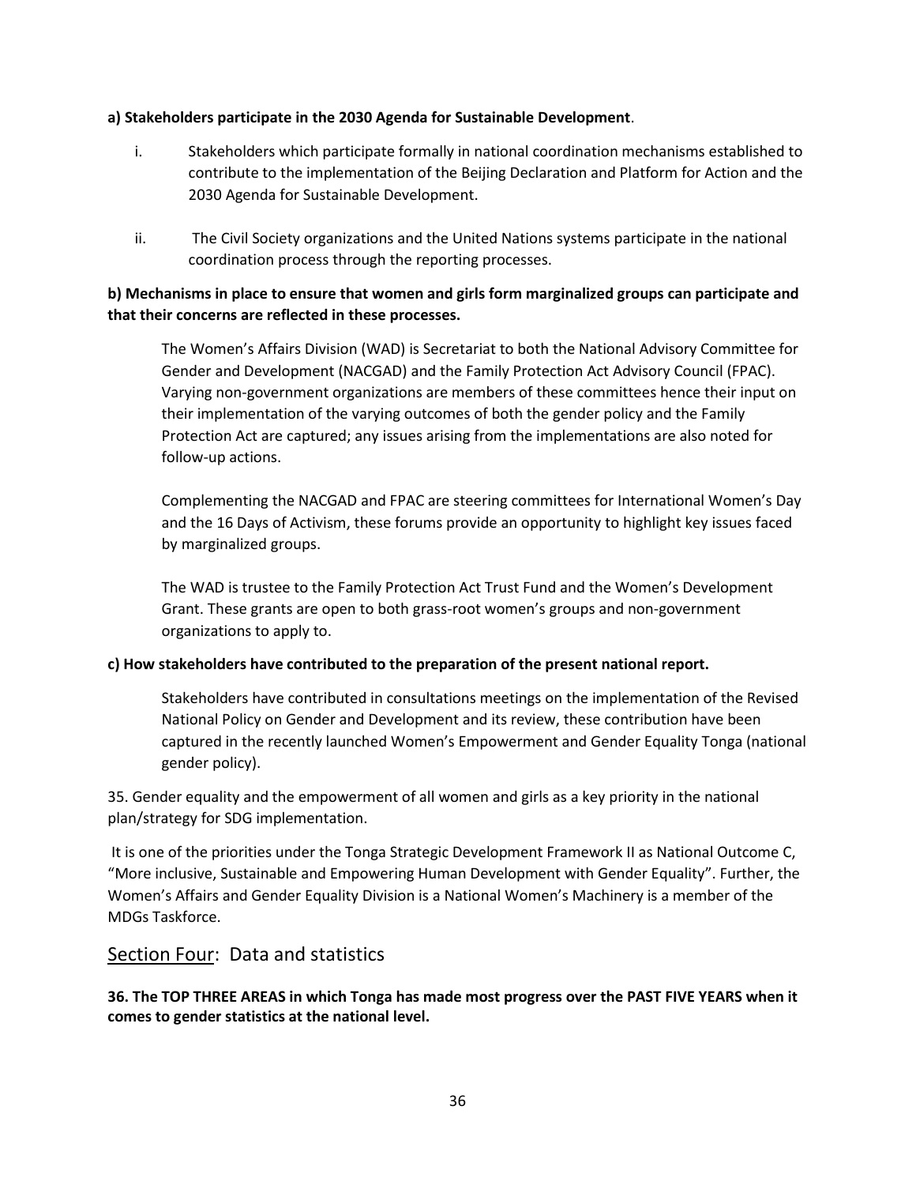**a) Stakeholders participate in the 2030 Agenda for Sustainable Development**.

i. Stakeholders which participate formally in national coordination mechanisms established to contribute to the implementation of the Beijing Declaration and Platform for Action and the 2030 Agenda for Sustainable Development.

ii. The Civil Society organizations and the United Nations systems participate in the national coordination process through the reporting processes.

**b) Mechanisms in place to ensure that women and girls form marginalized groups can participate and that their concerns are reflected in these processes.**

The Women's Affairs Division (WAD) is Secretariat to both the National Advisory Committee for Gender and Development (NACGAD) and the Family Protection Act Advisory Council (FPAC). Varying non-government organizations are members of these committees hence their input on their implementation of the varying outcomes of both the gender policy and the Family Protection Act are captured; any issues arising from the implementations are also noted for follow-up actions.

Complementing the NACGAD and FPAC are steering committees for International Women's Day and the 16 Days of Activism, these forums provide an opportunity to highlight key issues faced by marginalized groups.

The WAD is trustee to the Family Protection Act Trust Fund and the Women's Development Grant. These grants are open to both grass-root women's groups and non-government organizations to apply to.

**c) How stakeholders have contributed to the preparation of the present national report.**

Stakeholders have contributed in consultations meetings on the implementation of the Revised National Policy on Gender and Development and its review, these contribution have been captured in the recently launched Women's Empowerment and Gender Equality Tonga (national gender policy).

35. Gender equality and the empowerment of all women and girls as a key priority in the national plan/strategy for SDG implementation.

It is one of the priorities under the Tonga Strategic Development Framework II as National Outcome C, "More inclusive, Sustainable and Empowering Human Development with Gender Equality". Further, the Women's Affairs and Gender Equality Division is a National Women's Machinery is a member of the MDGs Taskforce.

## Section Four: Data and statistics

**36. The TOP THREE AREAS in which Tonga has made most progress over the PAST FIVE YEARS when it comes to gender statistics at the national level.**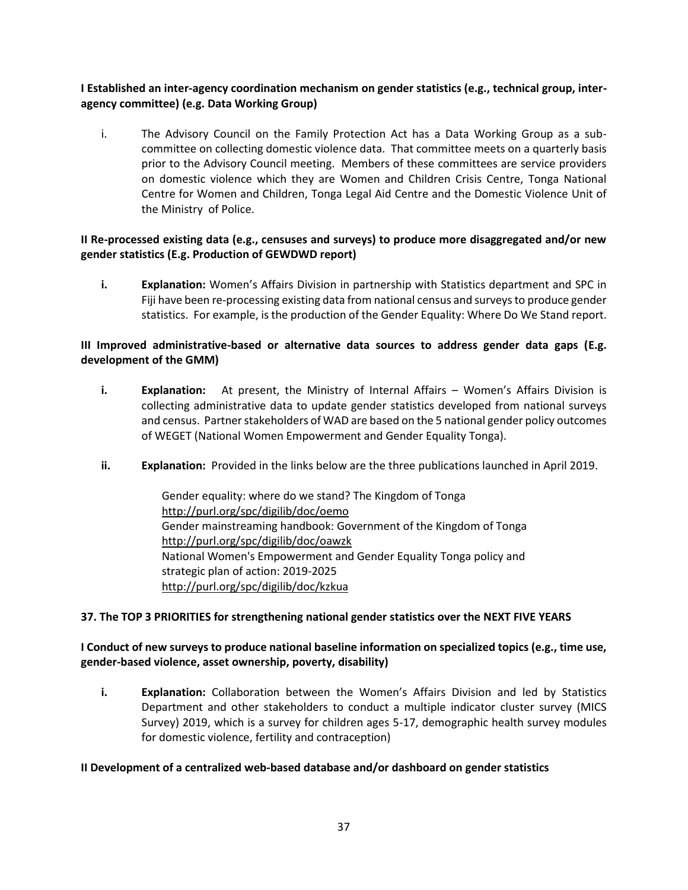**I Established an inter-agency coordination mechanism on gender statistics (e.g., technical group, inter-agency committee) (e.g. Data Working Group)**

i. The Advisory Council on the Family Protection Act has a Data Working Group as a sub-committee on collecting domestic violence data. That committee meets on a quarterly basis prior to the Advisory Council meeting. Members of these committees are service providers on domestic violence which they are Women and Children Crisis Centre, Tonga National Centre for Women and Children, Tonga Legal Aid Centre and the Domestic Violence Unit of the Ministry of Police.

**II Re-processed existing data (e.g., censuses and surveys) to produce more disaggregated and/or new gender statistics (E.g. Production of GEWDWD report)**

**i.** **Explanation:** Women's Affairs Division in partnership with Statistics department and SPC in Fiji have been re-processing existing data from national census and surveys to produce gender statistics. For example, is the production of the Gender Equality: Where Do We Stand report.

**III Improved administrative-based or alternative data sources to address gender data gaps (E.g. development of the GMM)**

**i.** **Explanation:** At present, the Ministry of Internal Affairs – Women's Affairs Division is collecting administrative data to update gender statistics developed from national surveys and census. Partner stakeholders of WAD are based on the 5 national gender policy outcomes of WEGET (National Women Empowerment and Gender Equality Tonga).

**ii.** **Explanation:** Provided in the links below are the three publications launched in April 2019.

Gender equality: where do we stand? The Kingdom of Tonga
http://purl.org/spc/digilib/doc/oemo
Gender mainstreaming handbook: Government of the Kingdom of Tonga
http://purl.org/spc/digilib/doc/oawzk
National Women's Empowerment and Gender Equality Tonga policy and strategic plan of action: 2019-2025
http://purl.org/spc/digilib/doc/kzkua

**37. The TOP 3 PRIORITIES for strengthening national gender statistics over the NEXT FIVE YEARS**

**I Conduct of new surveys to produce national baseline information on specialized topics (e.g., time use, gender-based violence, asset ownership, poverty, disability)**

**i.** **Explanation:** Collaboration between the Women's Affairs Division and led by Statistics Department and other stakeholders to conduct a multiple indicator cluster survey (MICS Survey) 2019, which is a survey for children ages 5-17, demographic health survey modules for domestic violence, fertility and contraception)

**II Development of a centralized web-based database and/or dashboard on gender statistics**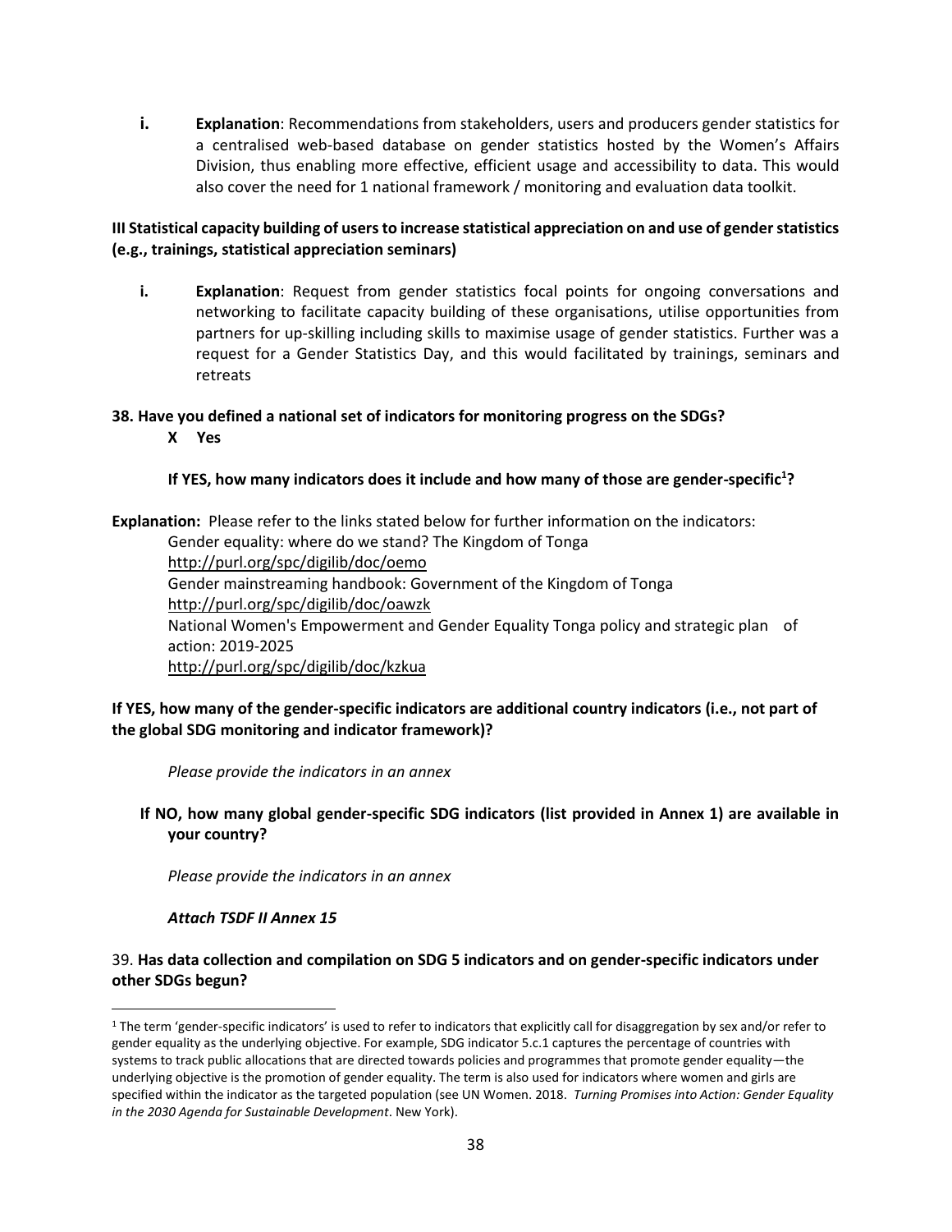i. **Explanation**: Recommendations from stakeholders, users and producers gender statistics for a centralised web-based database on gender statistics hosted by the Women's Affairs Division, thus enabling more effective, efficient usage and accessibility to data. This would also cover the need for 1 national framework / monitoring and evaluation data toolkit.

**III Statistical capacity building of users to increase statistical appreciation on and use of gender statistics (e.g., trainings, statistical appreciation seminars)**

i. **Explanation**: Request from gender statistics focal points for ongoing conversations and networking to facilitate capacity building of these organisations, utilise opportunities from partners for up-skilling including skills to maximise usage of gender statistics. Further was a request for a Gender Statistics Day, and this would facilitated by trainings, seminars and retreats

**38. Have you defined a national set of indicators for monitoring progress on the SDGs?**

**X Yes**

**If YES, how many indicators does it include and how many of those are gender-specific[1]?**

**Explanation:** Please refer to the links stated below for further information on the indicators:

Gender equality: where do we stand? The Kingdom of Tonga
http://purl.org/spc/digilib/doc/oemo
Gender mainstreaming handbook: Government of the Kingdom of Tonga
http://purl.org/spc/digilib/doc/oawzk
National Women's Empowerment and Gender Equality Tonga policy and strategic plan of action: 2019-2025
http://purl.org/spc/digilib/doc/kzkua

**If YES, how many of the gender-specific indicators are additional country indicators (i.e., not part of the global SDG monitoring and indicator framework)?**

*Please provide the indicators in an annex*

**If NO, how many global gender-specific SDG indicators (list provided in Annex 1) are available in your country?**

*Please provide the indicators in an annex*

***Attach TSDF II Annex 15***

39. **Has data collection and compilation on SDG 5 indicators and on gender-specific indicators under other SDGs begun?**

---

[1] The term 'gender-specific indicators' is used to refer to indicators that explicitly call for disaggregation by sex and/or refer to gender equality as the underlying objective. For example, SDG indicator 5.c.1 captures the percentage of countries with systems to track public allocations that are directed towards policies and programmes that promote gender equality—the underlying objective is the promotion of gender equality. The term is also used for indicators where women and girls are specified within the indicator as the targeted population (see UN Women. 2018. *Turning Promises into Action: Gender Equality in the 2030 Agenda for Sustainable Development*. New York).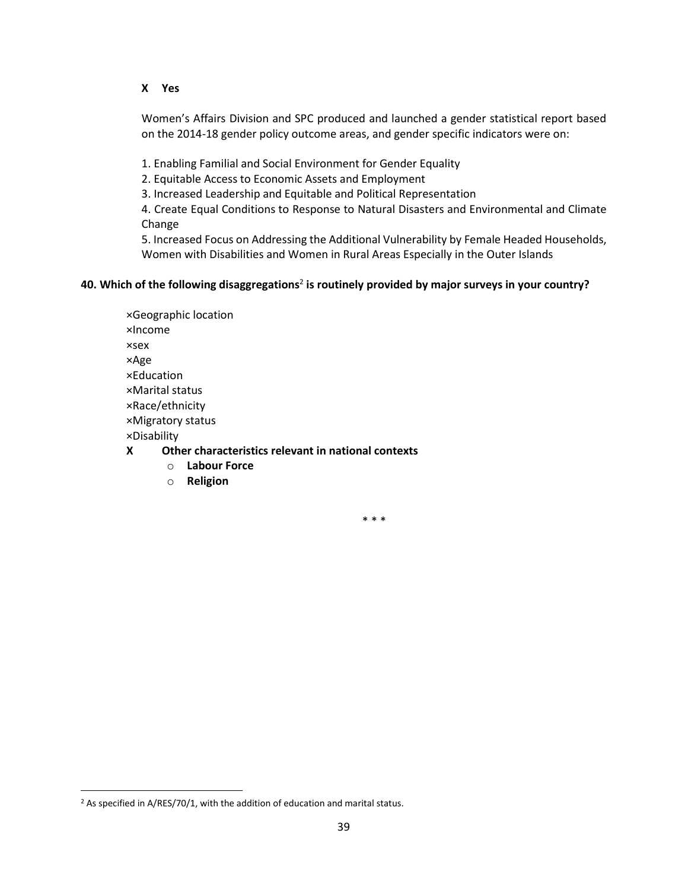**X Yes**

Women's Affairs Division and SPC produced and launched a gender statistical report based on the 2014-18 gender policy outcome areas, and gender specific indicators were on:

1. Enabling Familial and Social Environment for Gender Equality
2. Equitable Access to Economic Assets and Employment
3. Increased Leadership and Equitable and Political Representation
4. Create Equal Conditions to Response to Natural Disasters and Environmental and Climate Change
5. Increased Focus on Addressing the Additional Vulnerability by Female Headed Households, Women with Disabilities and Women in Rural Areas Especially in the Outer Islands

**40. Which of the following disaggregations[2] is routinely provided by major surveys in your country?**

×Geographic location
×Income
×sex
×Age
×Education
×Marital status
×Race/ethnicity
×Migratory status
×Disability

**X Other characteristics relevant in national contexts**

- **Labour Force**
- **Religion**

\* \* \*

[2] As specified in A/RES/70/1, with the addition of education and marital status.